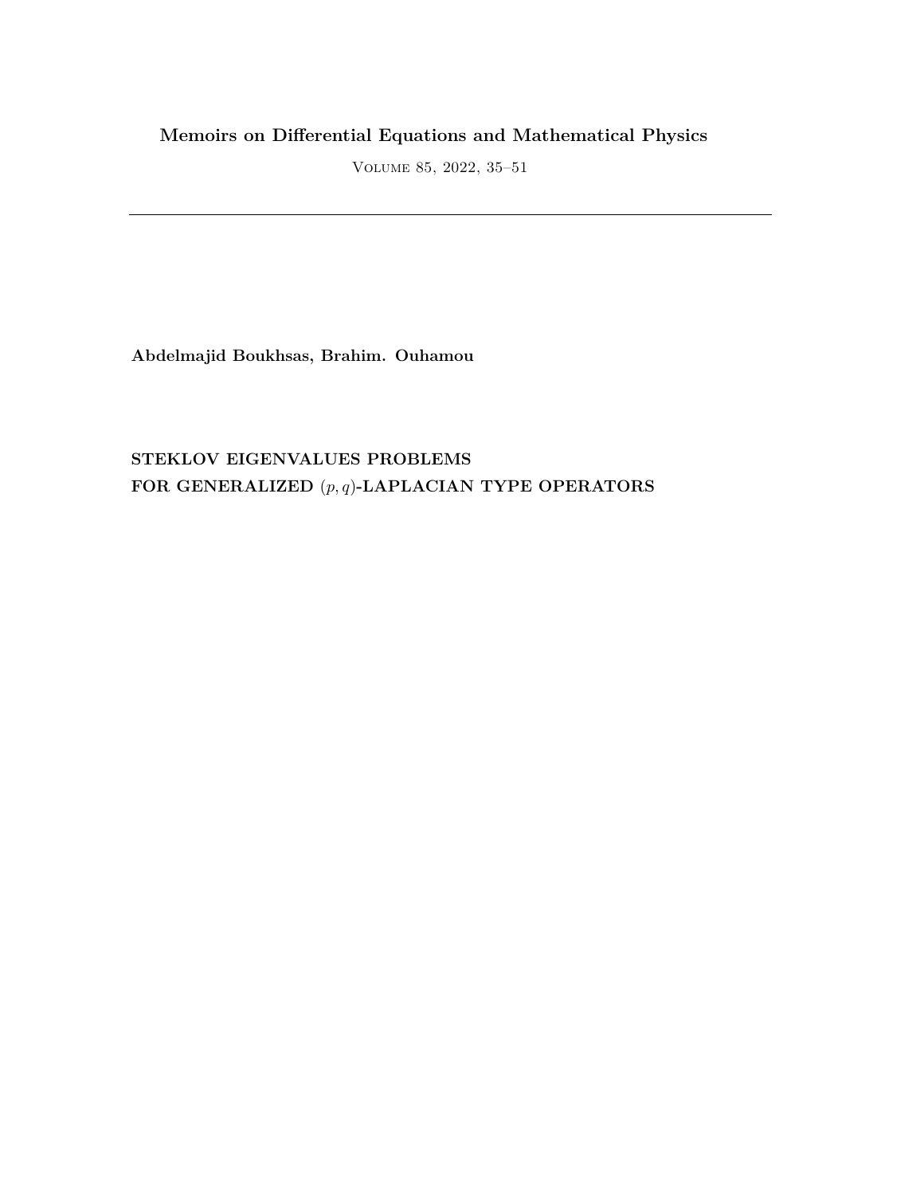**Memoirs on Differential Equations and Mathematical Physics**

Volume 85, 2022, 35–51

---

**Abdelmajid Boukhsas, Brahim. Ouhamou**

# STEKLOV EIGENVALUES PROBLEMS FOR GENERALIZED $(p, q)$-LAPLACIAN TYPE OPERATORS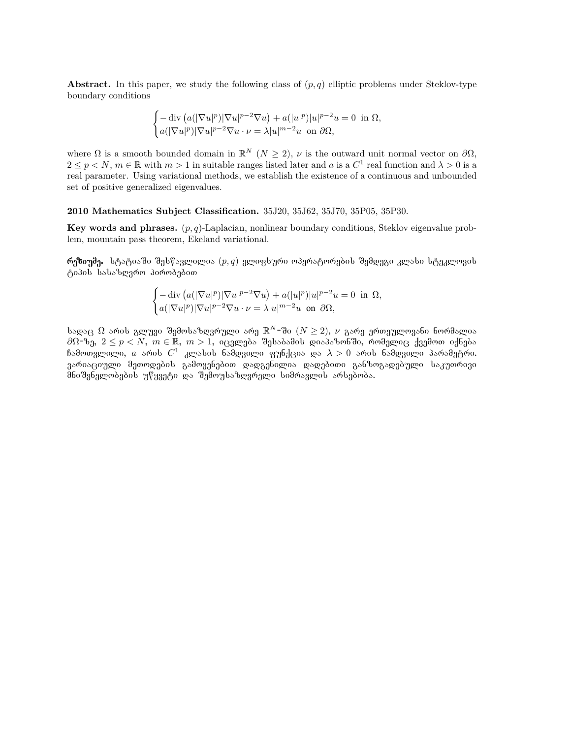**Abstract.** In this paper, we study the following class of $(p,q)$ elliptic problems under Steklov-type boundary conditions

$$\begin{cases} -\operatorname{div}\left(a(|\nabla u|^p)|\nabla u|^{p-2}\nabla u\right) + a(|u|^p)|u|^{p-2}u = 0 \text{ in } \Omega, \\ a(|\nabla u|^p)|\nabla u|^{p-2}\nabla u \cdot \nu = \lambda |u|^{m-2}u \text{ on } \partial\Omega, \end{cases}$$

where $\Omega$ is a smooth bounded domain in $\mathbb{R}^N$ $(N \geq 2)$, $\nu$ is the outward unit normal vector on $\partial\Omega$, $2 \leq p < N$, $m \in \mathbb{R}$ with $m > 1$ in suitable ranges listed later and $a$ is a $C^1$ real function and $\lambda > 0$ is a real parameter. Using variational methods, we establish the existence of a continuous and unbounded set of positive generalized eigenvalues.

**2010 Mathematics Subject Classification.** 35J20, 35J62, 35J70, 35P05, 35P30.

**Key words and phrases.** $(p,q)$-Laplacian, nonlinear boundary conditions, Steklov eigenvalue problem, mountain pass theorem, Ekeland variational.

**რეზიუმე.** სტატიაში შესწავლილია $(p,q)$ ელიფსური ოპერატორების შემდეგი კლასი სტეკლოვის ტიპის სასაზღვრო პირობებით

$$\begin{cases} -\operatorname{div}\left(a(|\nabla u|^p)|\nabla u|^{p-2}\nabla u\right) + a(|u|^p)|u|^{p-2}u = 0 \text{ in } \Omega, \\ a(|\nabla u|^p)|\nabla u|^{p-2}\nabla u \cdot \nu = \lambda |u|^{m-2}u \text{ on } \partial\Omega, \end{cases}$$

სადაც $\Omega$ არის გლუვი შემოსაზღვრული არე $\mathbb{R}^N$-ში $(N \geq 2)$, $\nu$ გარე ერთეულოვანი ნორმალია $\partial\Omega$-ზე, $2 \leq p < N$, $m \in \mathbb{R}$, $m > 1$, იცვლება შესაბამის დიაპაზონში, რომელიც ქვემოთ იქნება ჩამოთვლილი, $a$ არის $C^1$ კლასის ნამდვილი ფუნქცია და $\lambda > 0$ არის ნამდვილი პარამეტრი. ვარიაციული მეთოდების გამოყენებით დადგენილია დადებითი განზოგადებული საკუთრივი მნიშვნელობების უწყვეტი და შემოუსაზღვრელი სიმრავლის არსებობა.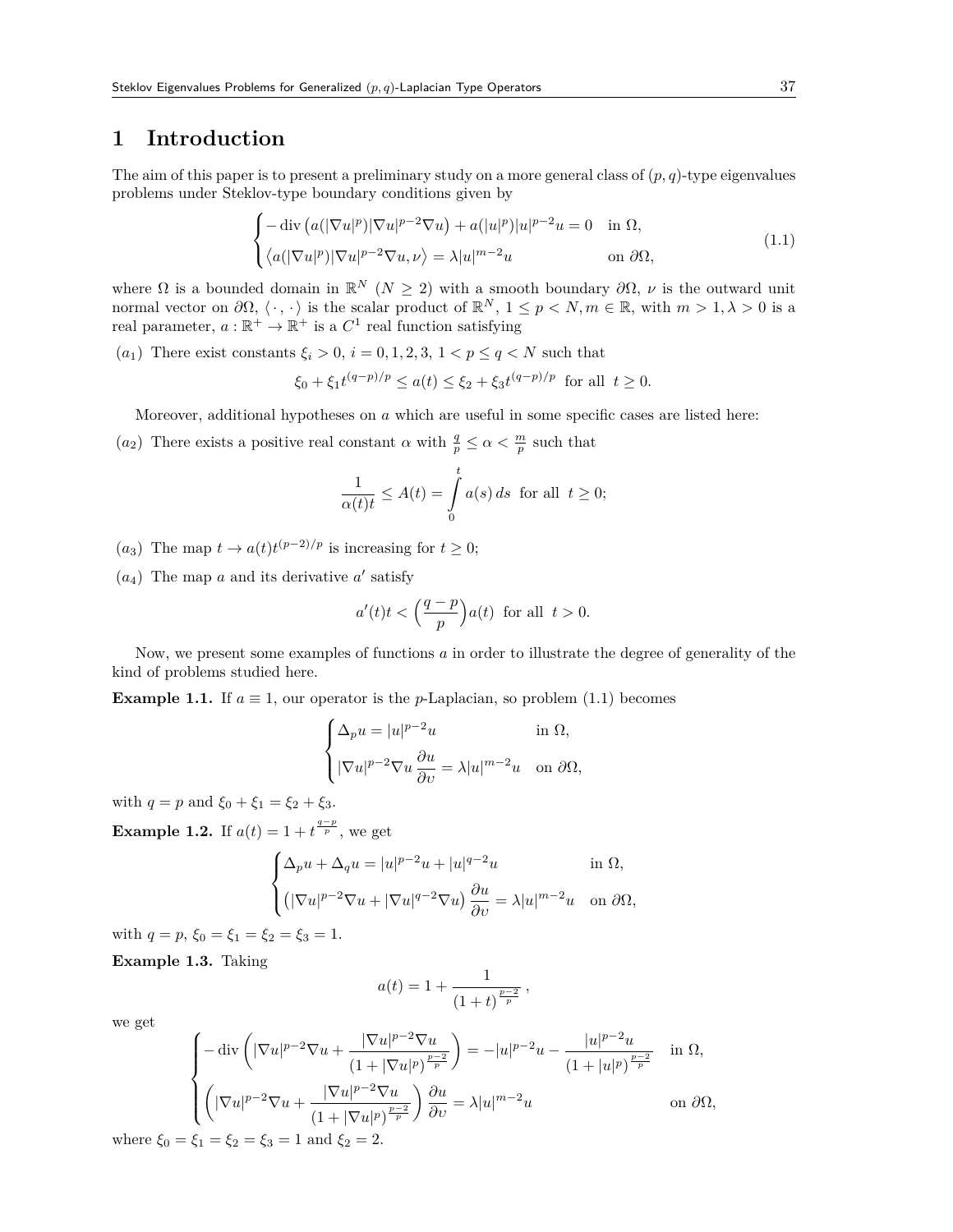# 1 Introduction

The aim of this paper is to present a preliminary study on a more general class of $(p, q)$-type eigenvalues problems under Steklov-type boundary conditions given by

$$
\begin{cases}
-\operatorname{div}\left(a(|\nabla u|^p)|\nabla u|^{p-2}\nabla u\right) + a(|u|^p)|u|^{p-2}u = 0 & \text{in } \Omega, \\
\left\langle a(|\nabla u|^p)|\nabla u|^{p-2}\nabla u, \nu\right\rangle = \lambda |u|^{m-2}u & \text{on } \partial\Omega,
\end{cases}
\tag{1.1}
$$

where $\Omega$ is a bounded domain in $\mathbb{R}^N$ ($N \geq 2$) with a smooth boundary $\partial\Omega$, $\nu$ is the outward unit normal vector on $\partial\Omega$, $\langle \cdot, \cdot \rangle$ is the scalar product of $\mathbb{R}^N$, $1 \leq p < N, m \in \mathbb{R}$, with $m > 1, \lambda > 0$ is a real parameter, $a : \mathbb{R}^+ \to \mathbb{R}^+$ is a $C^1$ real function satisfying

$(a_1)$ There exist constants $\xi_i > 0$, $i = 0, 1, 2, 3$, $1 < p \leq q < N$ such that

$$
\xi_0 + \xi_1 t^{(q-p)/p} \leq a(t) \leq \xi_2 + \xi_3 t^{(q-p)/p} \text{ for all } t \geq 0.
$$

Moreover, additional hypotheses on $a$ which are useful in some specific cases are listed here:

$(a_2)$ There exists a positive real constant $\alpha$ with $\frac{q}{p} \leq \alpha < \frac{m}{p}$ such that

$$
\frac{1}{\alpha(t)t} \leq A(t) = \int_0^t a(s)\, ds \text{ for all } t \geq 0;
$$

$(a_3)$ The map $t \to a(t)t^{(p-2)/p}$ is increasing for $t \geq 0$;

$(a_4)$ The map $a$ and its derivative $a'$ satisfy

$$
a'(t)t < \left(\frac{q-p}{p}\right)a(t) \text{ for all } t > 0.
$$

Now, we present some examples of functions $a$ in order to illustrate the degree of generality of the kind of problems studied here.

**Example 1.1.** If $a \equiv 1$, our operator is the $p$-Laplacian, so problem (1.1) becomes

$$
\begin{cases}
\Delta_p u = |u|^{p-2}u & \text{in } \Omega, \\
|\nabla u|^{p-2}\nabla u \dfrac{\partial u}{\partial \upsilon} = \lambda |u|^{m-2}u & \text{on } \partial\Omega,
\end{cases}
$$

with $q = p$ and $\xi_0 + \xi_1 = \xi_2 + \xi_3$.

**Example 1.2.** If $a(t) = 1 + t^{\frac{q-p}{p}}$, we get

$$
\begin{cases}
\Delta_p u + \Delta_q u = |u|^{p-2}u + |u|^{q-2}u & \text{in } \Omega, \\
\left(|\nabla u|^{p-2}\nabla u + |\nabla u|^{q-2}\nabla u\right) \dfrac{\partial u}{\partial \upsilon} = \lambda |u|^{m-2}u & \text{on } \partial\Omega,
\end{cases}
$$

with $q = p$, $\xi_0 = \xi_1 = \xi_2 = \xi_3 = 1$.

**Example 1.3.** Taking

$$
a(t) = 1 + \frac{1}{(1+t)^{\frac{p-2}{p}}},
$$

we get

$$
\begin{cases}
-\operatorname{div}\left(|\nabla u|^{p-2}\nabla u + \dfrac{|\nabla u|^{p-2}\nabla u}{(1+|\nabla u|^p)^{\frac{p-2}{p}}}\right) = -|u|^{p-2}u - \dfrac{|u|^{p-2}u}{(1+|u|^p)^{\frac{p-2}{p}}} & \text{in } \Omega, \\
\left(|\nabla u|^{p-2}\nabla u + \dfrac{|\nabla u|^{p-2}\nabla u}{(1+|\nabla u|^p)^{\frac{p-2}{p}}}\right) \dfrac{\partial u}{\partial \upsilon} = \lambda |u|^{m-2}u & \text{on } \partial\Omega,
\end{cases}
$$

where $\xi_0 = \xi_1 = \xi_2 = \xi_3 = 1$ and $\xi_2 = 2$.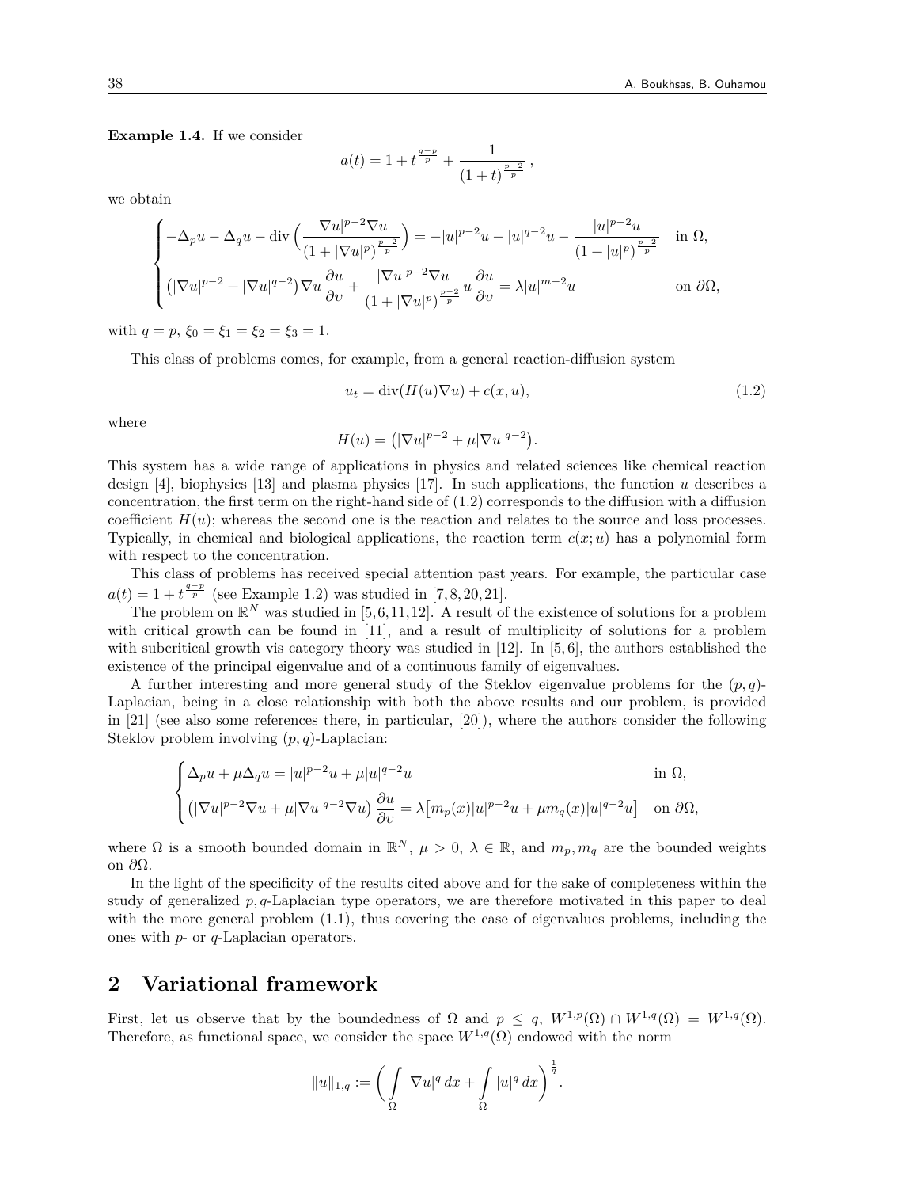**Example 1.4.** If we consider

$$a(t) = 1 + t^{\frac{q-p}{p}} + \frac{1}{(1+t)^{\frac{p-2}{p}}},$$

we obtain

$$\begin{cases} -\Delta_p u - \Delta_q u - \operatorname{div}\Big(\dfrac{|\nabla u|^{p-2}\nabla u}{(1+|\nabla u|^p)^{\frac{p-2}{p}}}\Big) = -|u|^{p-2}u - |u|^{q-2}u - \dfrac{|u|^{p-2}u}{(1+|u|^p)^{\frac{p-2}{p}}} & \text{in } \Omega, \\ \big(|\nabla u|^{p-2} + |\nabla u|^{q-2}\big)\nabla u \,\dfrac{\partial u}{\partial \upsilon} + \dfrac{|\nabla u|^{p-2}\nabla u}{(1+|\nabla u|^p)^{\frac{p-2}{p}}} u \,\dfrac{\partial u}{\partial \upsilon} = \lambda |u|^{m-2}u & \text{on } \partial\Omega, \end{cases}$$

with $q = p$, $\xi_0 = \xi_1 = \xi_2 = \xi_3 = 1$.

This class of problems comes, for example, from a general reaction-diffusion system

$$u_t = \operatorname{div}(H(u)\nabla u) + c(x,u), \tag{1.2}$$

where

$$H(u) = \big(|\nabla u|^{p-2} + \mu|\nabla u|^{q-2}\big).$$

This system has a wide range of applications in physics and related sciences like chemical reaction design [4], biophysics [13] and plasma physics [17]. In such applications, the function $u$ describes a concentration, the first term on the right-hand side of (1.2) corresponds to the diffusion with a diffusion coefficient $H(u)$; whereas the second one is the reaction and relates to the source and loss processes. Typically, in chemical and biological applications, the reaction term $c(x;u)$ has a polynomial form with respect to the concentration.

This class of problems has received special attention past years. For example, the particular case $a(t) = 1 + t^{\frac{q-p}{p}}$ (see Example 1.2) was studied in [7, 8, 20, 21].

The problem on $\mathbb{R}^N$ was studied in [5, 6, 11, 12]. A result of the existence of solutions for a problem with critical growth can be found in [11], and a result of multiplicity of solutions for a problem with subcritical growth vis category theory was studied in [12]. In [5, 6], the authors established the existence of the principal eigenvalue and of a continuous family of eigenvalues.

A further interesting and more general study of the Steklov eigenvalue problems for the $(p,q)$-Laplacian, being in a close relationship with both the above results and our problem, is provided in [21] (see also some references there, in particular, [20]), where the authors consider the following Steklov problem involving $(p,q)$-Laplacian:

$$\begin{cases} \Delta_p u + \mu \Delta_q u = |u|^{p-2}u + \mu|u|^{q-2}u & \text{in } \Omega, \\ \big(|\nabla u|^{p-2}\nabla u + \mu|\nabla u|^{q-2}\nabla u\big)\dfrac{\partial u}{\partial \upsilon} = \lambda\big[m_p(x)|u|^{p-2}u + \mu m_q(x)|u|^{q-2}u\big] & \text{on } \partial\Omega, \end{cases}$$

where $\Omega$ is a smooth bounded domain in $\mathbb{R}^N$, $\mu > 0$, $\lambda \in \mathbb{R}$, and $m_p, m_q$ are the bounded weights on $\partial\Omega$.

In the light of the specificity of the results cited above and for the sake of completeness within the study of generalized $p,q$-Laplacian type operators, we are therefore motivated in this paper to deal with the more general problem (1.1), thus covering the case of eigenvalues problems, including the ones with $p$- or $q$-Laplacian operators.

## 2 Variational framework

First, let us observe that by the boundedness of $\Omega$ and $p \leq q$, $W^{1,p}(\Omega) \cap W^{1,q}(\Omega) = W^{1,q}(\Omega)$. Therefore, as functional space, we consider the space $W^{1,q}(\Omega)$ endowed with the norm

$$\|u\|_{1,q} := \bigg( \int_\Omega |\nabla u|^q \, dx + \int_\Omega |u|^q \, dx \bigg)^{\frac{1}{q}}.$$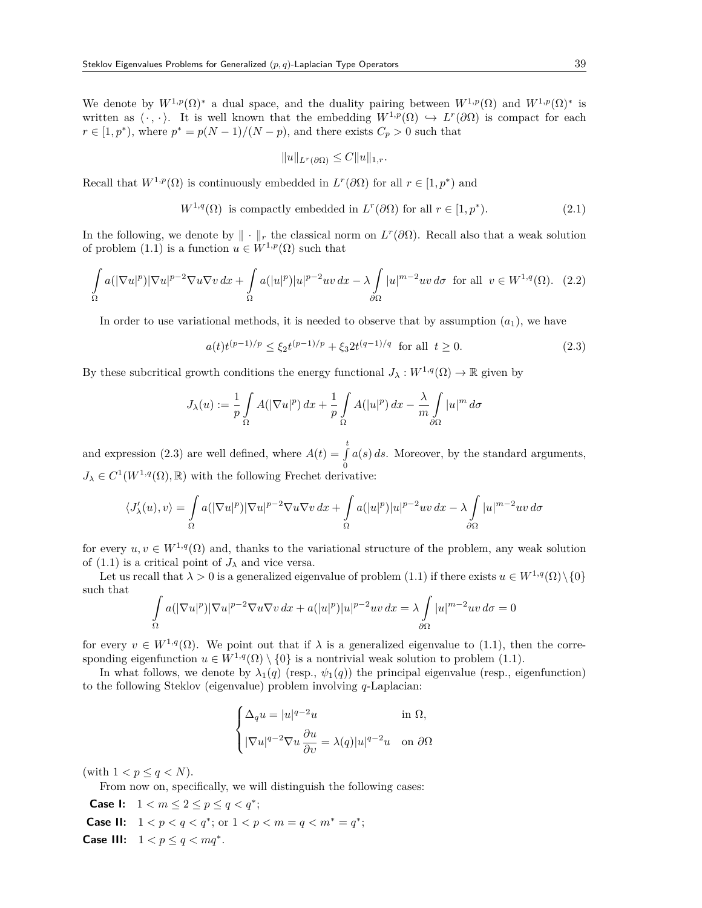We denote by $W^{1,p}(\Omega)^*$ a dual space, and the duality pairing between $W^{1,p}(\Omega)$ and $W^{1,p}(\Omega)^*$ is written as $\langle\cdot,\cdot\rangle$. It is well known that the embedding $W^{1,p}(\Omega) \hookrightarrow L^r(\partial\Omega)$ is compact for each $r \in [1, p^*)$, where $p^* = p(N-1)/(N-p)$, and there exists $C_p > 0$ such that

$$\|u\|_{L^r(\partial\Omega)} \leq C\|u\|_{1,r}.$$

Recall that $W^{1,p}(\Omega)$ is continuously embedded in $L^r(\partial\Omega)$ for all $r \in [1, p^*)$ and

$$W^{1,q}(\Omega) \text{ is compactly embedded in } L^r(\partial\Omega) \text{ for all } r \in [1, p^*). \tag{2.1}$$

In the following, we denote by $\|\cdot\|_r$ the classical norm on $L^r(\partial\Omega)$. Recall also that a weak solution of problem (1.1) is a function $u \in W^{1,p}(\Omega)$ such that

$$\int\limits_\Omega a(|\nabla u|^p)|\nabla u|^{p-2}\nabla u\nabla v\,dx + \int\limits_\Omega a(|u|^p)|u|^{p-2}uv\,dx - \lambda\int\limits_{\partial\Omega}|u|^{m-2}uv\,d\sigma \text{ for all } v \in W^{1,q}(\Omega). \tag{2.2}$$

In order to use variational methods, it is needed to observe that by assumption $(a_1)$, we have

$$a(t)t^{(p-1)/p} \leq \xi_2 t^{(p-1)/p} + \xi_3 2t^{(q-1)/q} \text{ for all } t \geq 0. \tag{2.3}$$

By these subcritical growth conditions the energy functional $J_\lambda : W^{1,q}(\Omega) \to \mathbb{R}$ given by

$$J_\lambda(u) := \frac{1}{p}\int\limits_\Omega A(|\nabla u|^p)\,dx + \frac{1}{p}\int\limits_\Omega A(|u|^p)\,dx - \frac{\lambda}{m}\int\limits_{\partial\Omega}|u|^m\,d\sigma$$

and expression (2.3) are well defined, where $A(t) = \int\limits_0^t a(s)\,ds$. Moreover, by the standard arguments, $J_\lambda \in C^1(W^{1,q}(\Omega), \mathbb{R})$ with the following Frechet derivative:

$$\langle J'_\lambda(u), v\rangle = \int\limits_\Omega a(|\nabla u|^p)|\nabla u|^{p-2}\nabla u\nabla v\,dx + \int\limits_\Omega a(|u|^p)|u|^{p-2}uv\,dx - \lambda\int\limits_{\partial\Omega}|u|^{m-2}uv\,d\sigma$$

for every $u, v \in W^{1,q}(\Omega)$ and, thanks to the variational structure of the problem, any weak solution of (1.1) is a critical point of $J_\lambda$ and vice versa.

Let us recall that $\lambda > 0$ is a generalized eigenvalue of problem (1.1) if there exists $u \in W^{1,q}(\Omega)\setminus\{0\}$ such that

$$\int\limits_\Omega a(|\nabla u|^p)|\nabla u|^{p-2}\nabla u\nabla v\,dx + a(|u|^p)|u|^{p-2}uv\,dx = \lambda\int\limits_{\partial\Omega}|u|^{m-2}uv\,d\sigma = 0$$

for every $v \in W^{1,q}(\Omega)$. We point out that if $\lambda$ is a generalized eigenvalue to (1.1), then the corresponding eigenfunction $u \in W^{1,q}(\Omega) \setminus \{0\}$ is a nontrivial weak solution to problem (1.1).

In what follows, we denote by $\lambda_1(q)$ (resp., $\psi_1(q)$) the principal eigenvalue (resp., eigenfunction) to the following Steklov (eigenvalue) problem involving $q$-Laplacian:

$$\begin{cases} \Delta_q u = |u|^{q-2}u & \text{in } \Omega, \\ |\nabla u|^{q-2}\nabla u\,\dfrac{\partial u}{\partial v} = \lambda(q)|u|^{q-2}u & \text{on } \partial\Omega \end{cases}$$

(with $1 < p \leq q < N$).

From now on, specifically, we will distinguish the following cases:

**Case I:** $1 < m \leq 2 \leq p \leq q < q^*$;

**Case II:** $1 < p < q < q^*$; or $1 < p < m = q < m^* = q^*$;

**Case III:** $1 < p \leq q < mq^*$.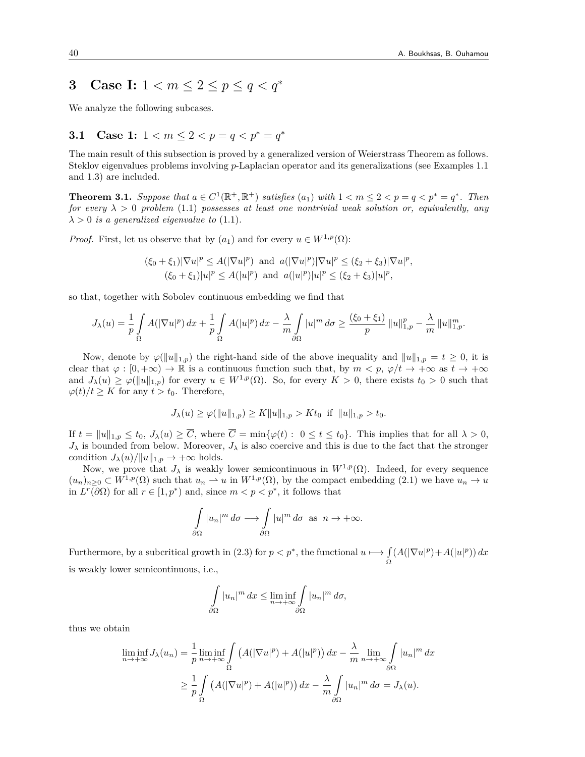## 3 Case I: $1 < m \leq 2 \leq p \leq q < q^*$

We analyze the following subcases.

### 3.1 Case 1: $1 < m \leq 2 < p = q < p^* = q^*$

The main result of this subsection is proved by a generalized version of Weierstrass Theorem as follows. Steklov eigenvalues problems involving $p$-Laplacian operator and its generalizations (see Examples 1.1 and 1.3) are included.

**Theorem 3.1.** *Suppose that $a \in C^1(\mathbb{R}^+, \mathbb{R}^+)$ satisfies $(a_1)$ with $1 < m \leq 2 < p = q < p^* = q^*$. Then for every $\lambda > 0$ problem* (1.1) *possesses at least one nontrivial weak solution or, equivalently, any $\lambda > 0$ is a generalized eigenvalue to* (1.1).

*Proof.* First, let us observe that by $(a_1)$ and for every $u \in W^{1,p}(\Omega)$:

$$(\xi_0 + \xi_1)|\nabla u|^p \leq A(|\nabla u|^p) \text{ and } a(|\nabla u|^p)|\nabla u|^p \leq (\xi_2 + \xi_3)|\nabla u|^p,$$
$$(\xi_0 + \xi_1)|u|^p \leq A(|u|^p) \text{ and } a(|u|^p)|u|^p \leq (\xi_2 + \xi_3)|u|^p,$$

so that, together with Sobolev continuous embedding we find that

$$J_\lambda(u) = \frac{1}{p}\int_\Omega A(|\nabla u|^p)\, dx + \frac{1}{p}\int_\Omega A(|u|^p)\, dx - \frac{\lambda}{m}\int_{\partial\Omega} |u|^m\, d\sigma \geq \frac{(\xi_0 + \xi_1)}{p}\|u\|_{1,p}^p - \frac{\lambda}{m}\|u\|_{1,p}^m.$$

Now, denote by $\varphi(\|u\|_{1,p})$ the right-hand side of the above inequality and $\|u\|_{1,p} = t \geq 0$, it is clear that $\varphi : [0, +\infty) \to \mathbb{R}$ is a continuous function such that, by $m < p$, $\varphi/t \to +\infty$ as $t \to +\infty$ and $J_\lambda(u) \geq \varphi(\|u\|_{1,p})$ for every $u \in W^{1,p}(\Omega)$. So, for every $K > 0$, there exists $t_0 > 0$ such that $\varphi(t)/t \geq K$ for any $t > t_0$. Therefore,

$$J_\lambda(u) \geq \varphi(\|u\|_{1,p}) \geq K\|u\|_{1,p} > Kt_0 \text{ if } \|u\|_{1,p} > t_0.$$

If $t = \|u\|_{1,p} \leq t_0$, $J_\lambda(u) \geq \overline{C}$, where $\overline{C} = \min\{\varphi(t) : 0 \leq t \leq t_0\}$. This implies that for all $\lambda > 0$, $J_\lambda$ is bounded from below. Moreover, $J_\lambda$ is also coercive and this is due to the fact that the stronger condition $J_\lambda(u)/\|u\|_{1,p} \to +\infty$ holds.

Now, we prove that $J_\lambda$ is weakly lower semicontinuous in $W^{1,p}(\Omega)$. Indeed, for every sequence $(u_n)_{n\geq 0} \subset W^{1,p}(\Omega)$ such that $u_n \rightharpoonup u$ in $W^{1,p}(\Omega)$, by the compact embedding (2.1) we have $u_n \to u$ in $L^r(\partial\Omega)$ for all $r \in [1, p^*)$ and, since $m < p < p^*$, it follows that

$$\int_{\partial\Omega} |u_n|^m\, d\sigma \longrightarrow \int_{\partial\Omega} |u|^m\, d\sigma \text{ as } n \to +\infty.$$

Furthermore, by a subcritical growth in (2.3) for $p < p^*$, the functional $u \longmapsto \int_\Omega (A(|\nabla u|^p) + A(|u|^p))\, dx$ is weakly lower semicontinuous, i.e.,

$$\int_{\partial\Omega} |u_n|^m\, dx \leq \liminf_{n\to+\infty} \int_{\partial\Omega} |u_n|^m\, d\sigma,$$

thus we obtain

$$\begin{aligned}
\liminf_{n\to+\infty} J_\lambda(u_n) &= \frac{1}{p}\liminf_{n\to+\infty}\int_\Omega \left(A(|\nabla u|^p) + A(|u|^p)\right) dx - \frac{\lambda}{m}\lim_{n\to+\infty}\int_{\partial\Omega} |u_n|^m\, dx \\
&\geq \frac{1}{p}\int_\Omega \left(A(|\nabla u|^p) + A(|u|^p)\right) dx - \frac{\lambda}{m}\int_{\partial\Omega} |u_n|^m\, d\sigma = J_\lambda(u).
\end{aligned}$$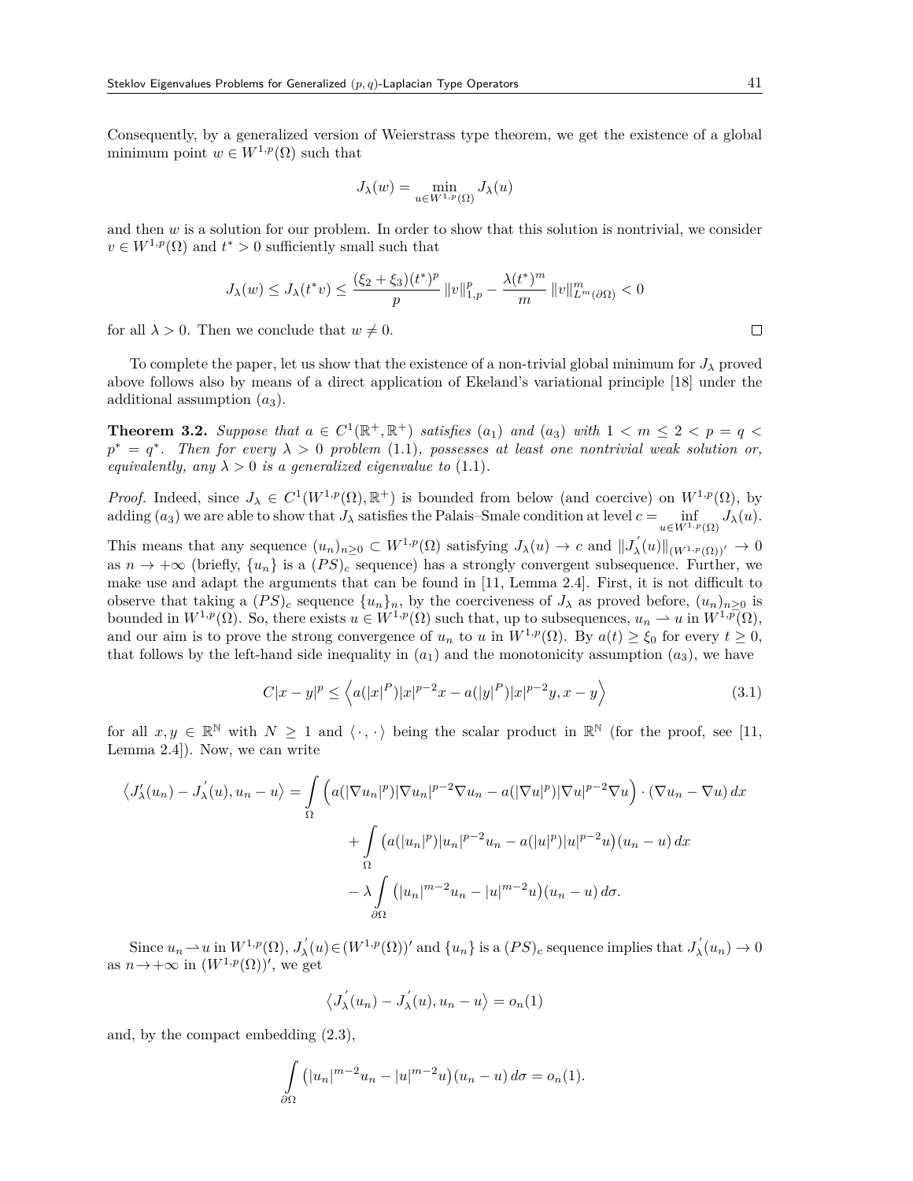Consequently, by a generalized version of Weierstrass type theorem, we get the existence of a global minimum point $w \in W^{1,p}(\Omega)$ such that

$$J_\lambda(w) = \min_{u \in W^{1,p}(\Omega)} J_\lambda(u)$$

and then $w$ is a solution for our problem. In order to show that this solution is nontrivial, we consider $v \in W^{1,p}(\Omega)$ and $t^* > 0$ sufficiently small such that

$$J_\lambda(w) \le J_\lambda(t^* v) \le \frac{(\xi_2 + \xi_3)(t^*)^p}{p} \|v\|_{1,p}^p - \frac{\lambda (t^*)^m}{m} \|v\|_{L^m(\partial\Omega)}^m < 0$$

for all $\lambda > 0$. Then we conclude that $w \neq 0$. $\square$

To complete the paper, let us show that the existence of a non-trivial global minimum for $J_\lambda$ proved above follows also by means of a direct application of Ekeland's variational principle [18] under the additional assumption $(a_3)$.

**Theorem 3.2.** *Suppose that $a \in C^1(\mathbb{R}^+, \mathbb{R}^+)$ satisfies $(a_1)$ and $(a_3)$ with $1 < m \le 2 < p = q < p^* = q^*$. Then for every $\lambda > 0$ problem (1.1), possesses at least one nontrivial weak solution or, equivalently, any $\lambda > 0$ is a generalized eigenvalue to (1.1).*

*Proof.* Indeed, since $J_\lambda \in C^1(W^{1,p}(\Omega), \mathbb{R}^+)$ is bounded from below (and coercive) on $W^{1,p}(\Omega)$, by adding $(a_3)$ we are able to show that $J_\lambda$ satisfies the Palais–Smale condition at level $c = \inf_{u \in W^{1,p}(\Omega)} J_\lambda(u)$. This means that any sequence $(u_n)_{n \ge 0} \subset W^{1,p}(\Omega)$ satisfying $J_\lambda(u) \to c$ and $\|J_\lambda'(u)\|_{(W^{1,p}(\Omega))'} \to 0$ as $n \to +\infty$ (briefly, $\{u_n\}$ is a $(PS)_c$ sequence) has a strongly convergent subsequence. Further, we make use and adapt the arguments that can be found in [11, Lemma 2.4]. First, it is not difficult to observe that taking a $(PS)_c$ sequence $\{u_n\}_n$, by the coerciveness of $J_\lambda$ as proved before, $(u_n)_{n \ge 0}$ is bounded in $W^{1,p}(\Omega)$. So, there exists $u \in W^{1,p}(\Omega)$ such that, up to subsequences, $u_n \rightharpoonup u$ in $W^{1,p}(\Omega)$, and our aim is to prove the strong convergence of $u_n$ to $u$ in $W^{1,p}(\Omega)$. By $a(t) \ge \xi_0$ for every $t \ge 0$, that follows by the left-hand side inequality in $(a_1)$ and the monotonicity assumption $(a_3)$, we have

$$C|x - y|^p \le \left\langle a(|x|^P)|x|^{p-2}x - a(|y|^P)|x|^{p-2}y, x - y \right\rangle \tag{3.1}$$

for all $x, y \in \mathbb{R}^{\mathbb{N}}$ with $N \ge 1$ and $\langle \cdot, \cdot \rangle$ being the scalar product in $\mathbb{R}^{\mathbb{N}}$ (for the proof, see [11, Lemma 2.4]). Now, we can write

$$\begin{aligned}
\left\langle J_\lambda'(u_n) - J_\lambda'(u), u_n - u \right\rangle &= \int_\Omega \Big( a(|\nabla u_n|^p)|\nabla u_n|^{p-2}\nabla u_n - a(|\nabla u|^p)|\nabla u|^{p-2}\nabla u \Big) \cdot (\nabla u_n - \nabla u)\, dx \\
&\quad + \int_\Omega \big( a(|u_n|^p)|u_n|^{p-2}u_n - a(|u|^p)|u|^{p-2}u \big)(u_n - u)\, dx \\
&\quad - \lambda \int_{\partial\Omega} \big( |u_n|^{m-2}u_n - |u|^{m-2}u \big)(u_n - u)\, d\sigma.
\end{aligned}$$

Since $u_n \rightharpoonup u$ in $W^{1,p}(\Omega)$, $J_\lambda'(u) \in (W^{1,p}(\Omega))'$ and $\{u_n\}$ is a $(PS)_c$ sequence implies that $J_\lambda'(u_n) \to 0$ as $n \to +\infty$ in $(W^{1,p}(\Omega))'$, we get

$$\left\langle J_\lambda'(u_n) - J_\lambda'(u), u_n - u \right\rangle = o_n(1)$$

and, by the compact embedding (2.3),

$$\int_{\partial\Omega} \big( |u_n|^{m-2}u_n - |u|^{m-2}u \big)(u_n - u)\, d\sigma = o_n(1).$$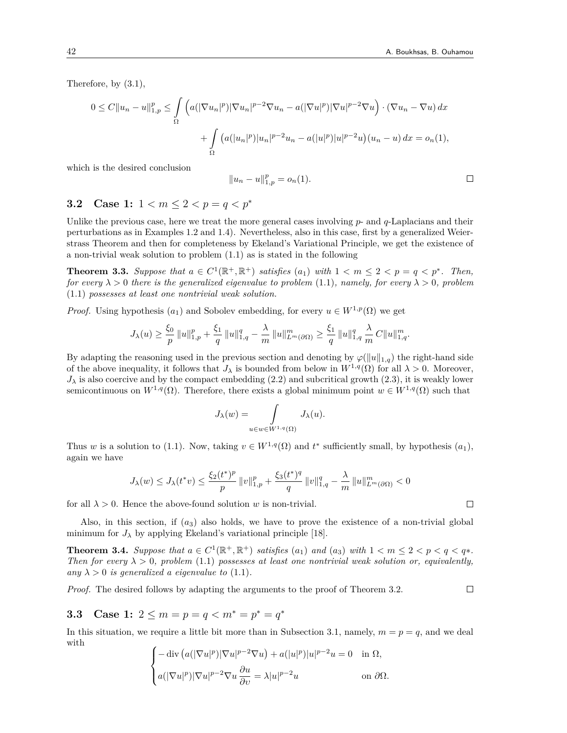Therefore, by (3.1),

$$0 \le C\|u_n - u\|_{1,p}^p \le \int_\Omega \left( a(|\nabla u_n|^p)|\nabla u_n|^{p-2}\nabla u_n - a(|\nabla u|^p)|\nabla u|^{p-2}\nabla u \right) \cdot (\nabla u_n - \nabla u)\, dx$$

$$+ \int_\Omega \left( a(|u_n|^p)|u_n|^{p-2}u_n - a(|u|^p)|u|^{p-2}u \right)(u_n - u)\, dx = o_n(1),$$

which is the desired conclusion

$$\|u_n - u\|_{1,p}^p = o_n(1).$$

□

## 3.2 Case 1: $1 < m \le 2 < p = q < p^*$

Unlike the previous case, here we treat the more general cases involving $p$- and $q$-Laplacians and their perturbations as in Examples 1.2 and 1.4). Nevertheless, also in this case, first by a generalized Weierstrass Theorem and then for completeness by Ekeland's Variational Principle, we get the existence of a non-trivial weak solution to problem (1.1) as is stated in the following

**Theorem 3.3.** *Suppose that $a \in C^1(\mathbb{R}^+, \mathbb{R}^+)$ satisfies $(a_1)$ with $1 < m \le 2 < p = q < p^*$. Then, for every $\lambda > 0$ there is the generalized eigenvalue to problem* (1.1)*, namely, for every $\lambda > 0$, problem* (1.1) *possesses at least one nontrivial weak solution.*

*Proof.* Using hypothesis $(a_1)$ and Sobolev embedding, for every $u \in W^{1,p}(\Omega)$ we get

$$J_\lambda(u) \ge \frac{\xi_0}{p}\|u\|_{1,p}^p + \frac{\xi_1}{q}\|u\|_{1,q}^q - \frac{\lambda}{m}\|u\|_{L^m(\partial\Omega)}^m \ge \frac{\xi_1}{q}\|u\|_{1,q}^q \frac{\lambda}{m} C\|u\|_{1,q}^m.$$

By adapting the reasoning used in the previous section and denoting by $\varphi(\|u\|_{1,q})$ the right-hand side of the above inequality, it follows that $J_\lambda$ is bounded from below in $W^{1,q}(\Omega)$ for all $\lambda > 0$. Moreover, $J_\lambda$ is also coercive and by the compact embedding (2.2) and subcritical growth (2.3), it is weakly lower semicontinuous on $W^{1,q}(\Omega)$. Therefore, there exists a global minimum point $w \in W^{1,q}(\Omega)$ such that

$$J_\lambda(w) = \int_{u \in w \in W^{1,q}(\Omega)} J_\lambda(u).$$

Thus $w$ is a solution to (1.1). Now, taking $v \in W^{1,q}(\Omega)$ and $t^*$ sufficiently small, by hypothesis $(a_1)$, again we have

$$J_\lambda(w) \le J_\lambda(t^* v) \le \frac{\xi_2 (t^*)^p}{p}\|v\|_{1,p}^p + \frac{\xi_3 (t^*)^q}{q}\|v\|_{1,q}^q - \frac{\lambda}{m}\|u\|_{L^m(\partial\Omega)}^m < 0$$

for all $\lambda > 0$. Hence the above-found solution $w$ is non-trivial. □

Also, in this section, if $(a_3)$ also holds, we have to prove the existence of a non-trivial global minimum for $J_\lambda$ by applying Ekeland's variational principle [18].

**Theorem 3.4.** *Suppose that $a \in C^1(\mathbb{R}^+, \mathbb{R}^+)$ satisfies $(a_1)$ and $(a_3)$ with $1 < m \le 2 < p < q < q*$. Then for every $\lambda > 0$, problem* (1.1) *possesses at least one nontrivial weak solution or, equivalently, any $\lambda > 0$ is generalized a eigenvalue to* (1.1)*.*

*Proof.* The desired follows by adapting the arguments to the proof of Theorem 3.2. □

## 3.3 Case 1: $2 \le m = p = q < m^* = p^* = q^*$

In this situation, we require a little bit more than in Subsection 3.1, namely, $m = p = q$, and we deal with

$$\begin{cases} -\operatorname{div}\left(a(|\nabla u|^p)|\nabla u|^{p-2}\nabla u\right) + a(|u|^p)|u|^{p-2}u = 0 & \text{in } \Omega, \\ a(|\nabla u|^p)|\nabla u|^{p-2}\nabla u \,\dfrac{\partial u}{\partial \upsilon} = \lambda |u|^{p-2}u & \text{on } \partial\Omega. \end{cases}$$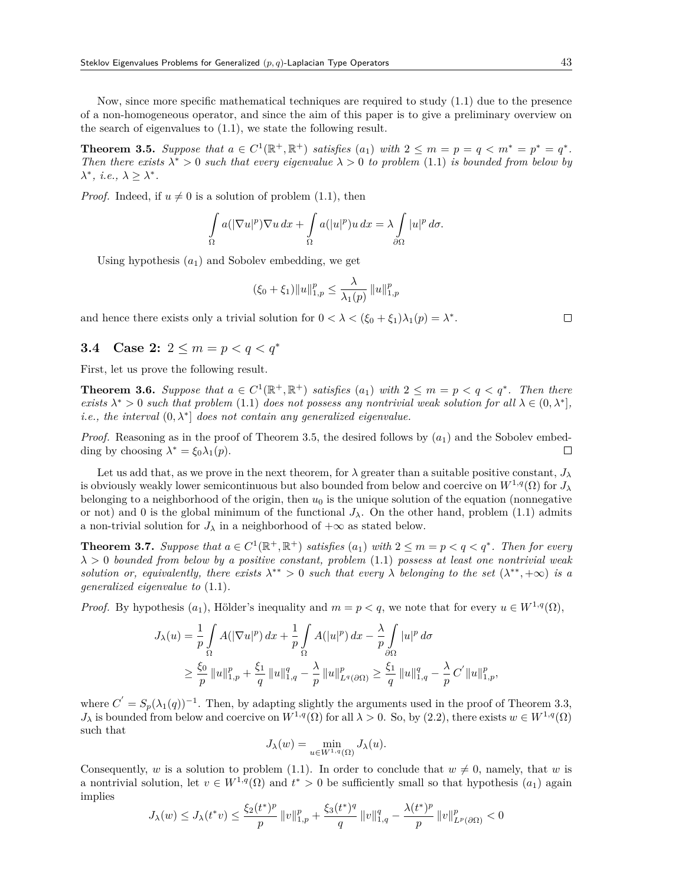Now, since more specific mathematical techniques are required to study (1.1) due to the presence of a non-homogeneous operator, and since the aim of this paper is to give a preliminary overview on the search of eigenvalues to (1.1), we state the following result.

**Theorem 3.5.** *Suppose that $a \in C^1(\mathbb{R}^+, \mathbb{R}^+)$ satisfies $(a_1)$ with $2 \le m = p = q < m^* = p^* = q^*$. Then there exists $\lambda^* > 0$ such that every eigenvalue $\lambda > 0$ to problem* (1.1) *is bounded from below by $\lambda^*$, i.e., $\lambda \ge \lambda^*$.*

*Proof.* Indeed, if $u \neq 0$ is a solution of problem (1.1), then

$$\int_{\Omega} a(|\nabla u|^p)\nabla u \, dx + \int_{\Omega} a(|u|^p)u \, dx = \lambda \int_{\partial\Omega} |u|^p \, d\sigma.$$

Using hypothesis $(a_1)$ and Sobolev embedding, we get

$$(\xi_0 + \xi_1)\|u\|_{1,p}^p \le \frac{\lambda}{\lambda_1(p)} \|u\|_{1,p}^p$$

and hence there exists only a trivial solution for $0 < \lambda < (\xi_0 + \xi_1)\lambda_1(p) = \lambda^*$. ∎

### 3.4 Case 2: $2 \le m = p < q < q^*$

First, let us prove the following result.

**Theorem 3.6.** *Suppose that $a \in C^1(\mathbb{R}^+, \mathbb{R}^+)$ satisfies $(a_1)$ with $2 \le m = p < q < q^*$. Then there exists $\lambda^* > 0$ such that problem* (1.1) *does not possess any nontrivial weak solution for all $\lambda \in (0, \lambda^*]$, i.e., the interval $(0, \lambda^*]$ does not contain any generalized eigenvalue.*

*Proof.* Reasoning as in the proof of Theorem 3.5, the desired follows by $(a_1)$ and the Sobolev embedding by choosing $\lambda^* = \xi_0\lambda_1(p)$. ∎

Let us add that, as we prove in the next theorem, for $\lambda$ greater than a suitable positive constant, $J_\lambda$ is obviously weakly lower semicontinuous but also bounded from below and coercive on $W^{1,q}(\Omega)$ for $J_\lambda$ belonging to a neighborhood of the origin, then $u_0$ is the unique solution of the equation (nonnegative or not) and 0 is the global minimum of the functional $J_\lambda$. On the other hand, problem (1.1) admits a non-trivial solution for $J_\lambda$ in a neighborhood of $+\infty$ as stated below.

**Theorem 3.7.** *Suppose that $a \in C^1(\mathbb{R}^+, \mathbb{R}^+)$ satisfies $(a_1)$ with $2 \le m = p < q < q^*$. Then for every $\lambda > 0$ bounded from below by a positive constant, problem* (1.1) *possess at least one nontrivial weak solution or, equivalently, there exists $\lambda^{**} > 0$ such that every $\lambda$ belonging to the set $(\lambda^{**}, +\infty)$ is a generalized eigenvalue to* (1.1).

*Proof.* By hypothesis $(a_1)$, Hölder's inequality and $m = p < q$, we note that for every $u \in W^{1,q}(\Omega)$,

$$\begin{aligned} J_\lambda(u) &= \frac{1}{p}\int_{\Omega} A(|\nabla u|^p) \, dx + \frac{1}{p}\int_{\Omega} A(|u|^p) \, dx - \frac{\lambda}{p}\int_{\partial\Omega} |u|^p \, d\sigma \\ &\ge \frac{\xi_0}{p} \|u\|_{1,p}^p + \frac{\xi_1}{q} \|u\|_{1,q}^q - \frac{\lambda}{p} \|u\|_{L^q(\partial\Omega)}^p \ge \frac{\xi_1}{q} \|u\|_{1,q}^q - \frac{\lambda}{p} C^{'} \|u\|_{1,p}^p, \end{aligned}$$

where $C^{'} = S_p(\lambda_1(q))^{-1}$. Then, by adapting slightly the arguments used in the proof of Theorem 3.3, $J_\lambda$ is bounded from below and coercive on $W^{1,q}(\Omega)$ for all $\lambda > 0$. So, by (2.2), there exists $w \in W^{1,q}(\Omega)$ such that

$$J_\lambda(w) = \min_{u \in W^{1,q}(\Omega)} J_\lambda(u).$$

Consequently, $w$ is a solution to problem (1.1). In order to conclude that $w \neq 0$, namely, that $w$ is a nontrivial solution, let $v \in W^{1,q}(\Omega)$ and $t^* > 0$ be sufficiently small so that hypothesis $(a_1)$ again implies

$$J_\lambda(w) \le J_\lambda(t^* v) \le \frac{\xi_2 (t^*)^p}{p} \|v\|_{1,p}^p + \frac{\xi_3 (t^*)^q}{q} \|v\|_{1,q}^q - \frac{\lambda (t^*)^p}{p} \|v\|_{L^p(\partial\Omega)}^p < 0$$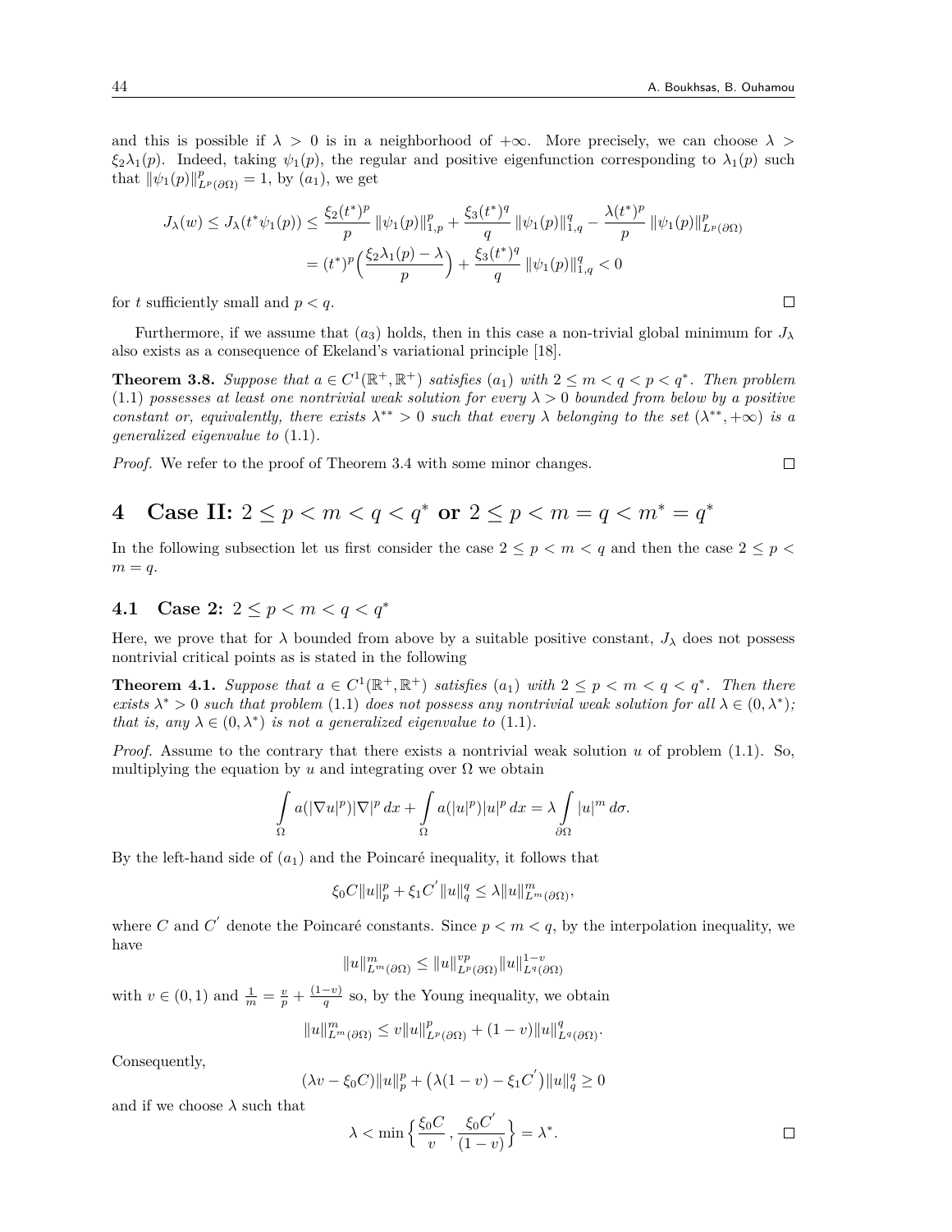and this is possible if $\lambda > 0$ is in a neighborhood of $+\infty$. More precisely, we can choose $\lambda > \xi_2\lambda_1(p)$. Indeed, taking $\psi_1(p)$, the regular and positive eigenfunction corresponding to $\lambda_1(p)$ such that $\|\psi_1(p)\|^p_{L^p(\partial\Omega)} = 1$, by $(a_1)$, we get

$$J_\lambda(w) \le J_\lambda(t^*\psi_1(p)) \le \frac{\xi_2(t^*)^p}{p}\,\|\psi_1(p)\|^p_{1,p} + \frac{\xi_3(t^*)^q}{q}\,\|\psi_1(p)\|^q_{1,q} - \frac{\lambda(t^*)^p}{p}\,\|\psi_1(p)\|^p_{L^p(\partial\Omega)}$$
$$= (t^*)^p\Big(\frac{\xi_2\lambda_1(p) - \lambda}{p}\Big) + \frac{\xi_3(t^*)^q}{q}\,\|\psi_1(p)\|^q_{1,q} < 0$$

for $t$ sufficiently small and $p < q$. $\square$

Furthermore, if we assume that $(a_3)$ holds, then in this case a non-trivial global minimum for $J_\lambda$ also exists as a consequence of Ekeland's variational principle [18].

**Theorem 3.8.** *Suppose that $a \in C^1(\mathbb{R}^+, \mathbb{R}^+)$ satisfies $(a_1)$ with $2 \le m < q < p < q^*$. Then problem* (1.1) *possesses at least one nontrivial weak solution for every $\lambda > 0$ bounded from below by a positive constant or, equivalently, there exists $\lambda^{**} > 0$ such that every $\lambda$ belonging to the set $(\lambda^{**}, +\infty)$ is a generalized eigenvalue to* (1.1).

*Proof.* We refer to the proof of Theorem 3.4 with some minor changes. $\square$

# 4 Case II: $2 \le p < m < q < q^*$ or $2 \le p < m = q < m^* = q^*$

In the following subsection let us first consider the case $2 \le p < m < q$ and then the case $2 \le p < m = q$.

## 4.1 Case 2: $2 \le p < m < q < q^*$

Here, we prove that for $\lambda$ bounded from above by a suitable positive constant, $J_\lambda$ does not possess nontrivial critical points as is stated in the following

**Theorem 4.1.** *Suppose that $a \in C^1(\mathbb{R}^+, \mathbb{R}^+)$ satisfies $(a_1)$ with $2 \le p < m < q < q^*$. Then there exists $\lambda^* > 0$ such that problem* (1.1) *does not possess any nontrivial weak solution for all $\lambda \in (0, \lambda^*)$; that is, any $\lambda \in (0, \lambda^*)$ is not a generalized eigenvalue to* (1.1).

*Proof.* Assume to the contrary that there exists a nontrivial weak solution $u$ of problem (1.1). So, multiplying the equation by $u$ and integrating over $\Omega$ we obtain

$$\int_\Omega a(|\nabla u|^p)|\nabla|^p\,dx + \int_\Omega a(|u|^p)|u|^p\,dx = \lambda\int_{\partial\Omega}|u|^m\,d\sigma.$$

By the left-hand side of $(a_1)$ and the Poincaré inequality, it follows that

$$\xi_0 C\|u\|^p_p + \xi_1 C'\|u\|^q_q \le \lambda\|u\|^m_{L^m(\partial\Omega)},$$

where $C$ and $C'$ denote the Poincaré constants. Since $p < m < q$, by the interpolation inequality, we have

$$\|u\|^m_{L^m(\partial\Omega)} \le \|u\|^{vp}_{L^p(\partial\Omega)}\|u\|^{1-v}_{L^q(\partial\Omega)}$$

with $v \in (0,1)$ and $\frac{1}{m} = \frac{v}{p} + \frac{(1-v)}{q}$ so, by the Young inequality, we obtain

$$\|u\|^m_{L^m(\partial\Omega)} \le v\|u\|^p_{L^p(\partial\Omega)} + (1-v)\|u\|^q_{L^q(\partial\Omega)}.$$

Consequently,

$$(\lambda v - \xi_0 C)\|u\|^p_p + \big(\lambda(1-v) - \xi_1 C'\big)\|u\|^q_q \ge 0$$

and if we choose $\lambda$ such that

$$\lambda < \min\Big\{\frac{\xi_0 C}{v}, \frac{\xi_0 C'}{(1-v)}\Big\} = \lambda^*.$$

$\square$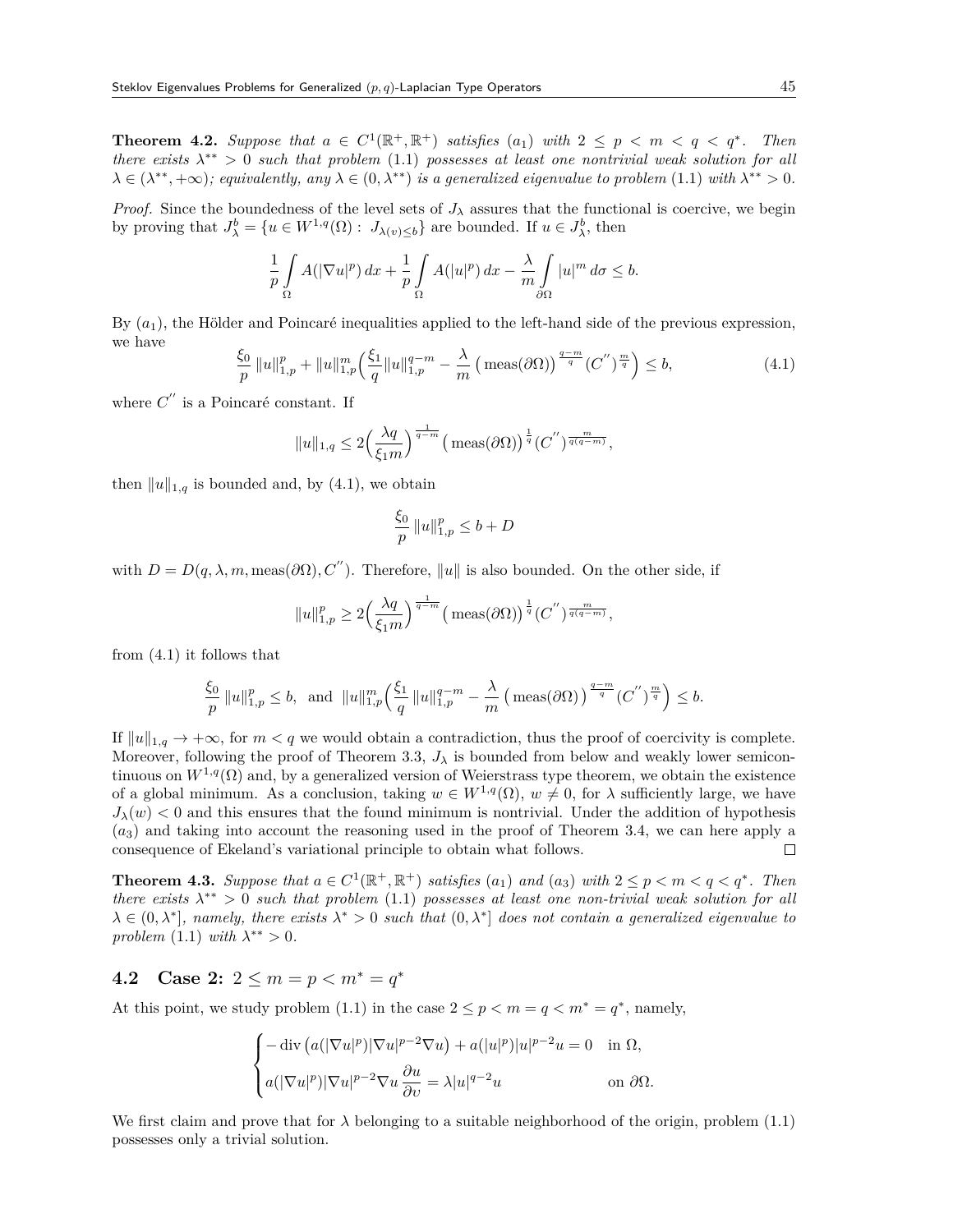**Theorem 4.2.** *Suppose that $a \in C^1(\mathbb{R}^+, \mathbb{R}^+)$ satisfies $(a_1)$ with $2 \le p < m < q < q^*$. Then there exists $\lambda^{**} > 0$ such that problem (1.1) possesses at least one nontrivial weak solution for all $\lambda \in (\lambda^{**}, +\infty)$; equivalently, any $\lambda \in (0, \lambda^{**})$ is a generalized eigenvalue to problem (1.1) with $\lambda^{**} > 0$.*

*Proof.* Since the boundedness of the level sets of $J_\lambda$ assures that the functional is coercive, we begin by proving that $J_\lambda^b = \{u \in W^{1,q}(\Omega) : J_{\lambda(v) \le b}\}$ are bounded. If $u \in J_\lambda^b$, then

$$\frac{1}{p}\int_\Omega A(|\nabla u|^p)\,dx + \frac{1}{p}\int_\Omega A(|u|^p)\,dx - \frac{\lambda}{m}\int_{\partial\Omega} |u|^m\,d\sigma \le b.$$

By $(a_1)$, the Hölder and Poincaré inequalities applied to the left-hand side of the previous expression, we have

$$\frac{\xi_0}{p}\,\|u\|_{1,p}^p + \|u\|_{1,p}^m\Big(\frac{\xi_1}{q}\|u\|_{1,p}^{q-m} - \frac{\lambda}{m}\big(\operatorname{meas}(\partial\Omega)\big)^{\frac{q-m}{q}}(C'')^{\frac{m}{q}}\Big) \le b, \tag{4.1}$$

where $C''$ is a Poincaré constant. If

$$\|u\|_{1,q} \le 2\Big(\frac{\lambda q}{\xi_1 m}\Big)^{\frac{1}{q-m}}\big(\operatorname{meas}(\partial\Omega)\big)^{\frac{1}{q}}(C'')^{\frac{m}{q(q-m)}},$$

then $\|u\|_{1,q}$ is bounded and, by (4.1), we obtain

$$\frac{\xi_0}{p}\,\|u\|_{1,p}^p \le b + D$$

with $D = D(q, \lambda, m, \operatorname{meas}(\partial\Omega), C'')$. Therefore, $\|u\|$ is also bounded. On the other side, if

$$\|u\|_{1,p}^p \ge 2\Big(\frac{\lambda q}{\xi_1 m}\Big)^{\frac{1}{q-m}}\big(\operatorname{meas}(\partial\Omega)\big)^{\frac{1}{q}}(C'')^{\frac{m}{q(q-m)}},$$

from (4.1) it follows that

$$\frac{\xi_0}{p}\,\|u\|_{1,p}^p \le b, \ \text{ and } \ \|u\|_{1,p}^m\Big(\frac{\xi_1}{q}\,\|u\|_{1,p}^{q-m} - \frac{\lambda}{m}\big(\operatorname{meas}(\Omega)\big)^{\frac{q-m}{q}}(C'')^{\frac{m}{q}}\Big) \le b.$$

If $\|u\|_{1,q} \to +\infty$, for $m < q$ we would obtain a contradiction, thus the proof of coercivity is complete. Moreover, following the proof of Theorem 3.3, $J_\lambda$ is bounded from below and weakly lower semicontinuous on $W^{1,q}(\Omega)$ and, by a generalized version of Weierstrass type theorem, we obtain the existence of a global minimum. As a conclusion, taking $w \in W^{1,q}(\Omega)$, $w \ne 0$, for $\lambda$ sufficiently large, we have $J_\lambda(w) < 0$ and this ensures that the found minimum is nontrivial. Under the addition of hypothesis $(a_3)$ and taking into account the reasoning used in the proof of Theorem 3.4, we can here apply a consequence of Ekeland's variational principle to obtain what follows. $\square$

**Theorem 4.3.** *Suppose that $a \in C^1(\mathbb{R}^+, \mathbb{R}^+)$ satisfies $(a_1)$ and $(a_3)$ with $2 \le p < m < q < q^*$. Then there exists $\lambda^{**} > 0$ such that problem (1.1) possesses at least one non-trivial weak solution for all $\lambda \in (0, \lambda^*]$, namely, there exists $\lambda^* > 0$ such that $(0, \lambda^*]$ does not contain a generalized eigenvalue to problem (1.1) with $\lambda^{**} > 0$.*

### 4.2 Case 2: $2 \le m = p < m^* = q^*$

At this point, we study problem (1.1) in the case $2 \le p < m = q < m^* = q^*$, namely,

$$\begin{cases} -\operatorname{div}\big(a(|\nabla u|^p)|\nabla u|^{p-2}\nabla u\big) + a(|u|^p)|u|^{p-2}u = 0 & \text{in } \Omega,\\ a(|\nabla u|^p)|\nabla u|^{p-2}\nabla u\,\dfrac{\partial u}{\partial \upsilon} = \lambda |u|^{q-2}u & \text{on } \partial\Omega. \end{cases}$$

We first claim and prove that for $\lambda$ belonging to a suitable neighborhood of the origin, problem (1.1) possesses only a trivial solution.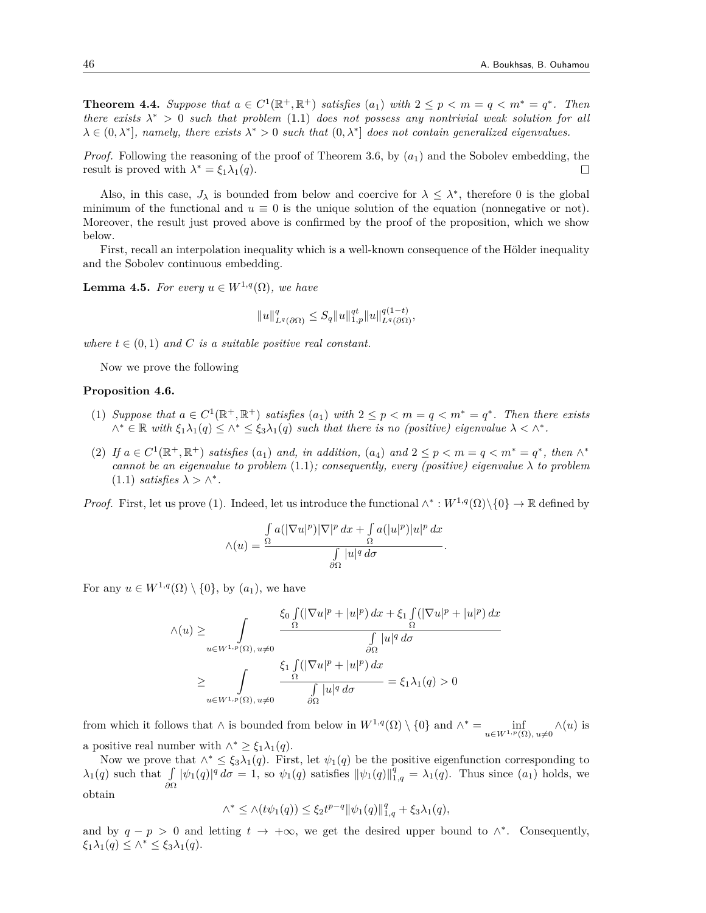**Theorem 4.4.** *Suppose that $a \in C^1(\mathbb{R}^+, \mathbb{R}^+)$ satisfies $(a_1)$ with $2 \le p < m = q < m^* = q^*$. Then there exists $\lambda^* > 0$ such that problem (1.1) does not possess any nontrivial weak solution for all $\lambda \in (0, \lambda^*]$, namely, there exists $\lambda^* > 0$ such that $(0, \lambda^*]$ does not contain generalized eigenvalues.*

*Proof.* Following the reasoning of the proof of Theorem 3.6, by $(a_1)$ and the Sobolev embedding, the result is proved with $\lambda^* = \xi_1 \lambda_1(q)$. $\square$

Also, in this case, $J_\lambda$ is bounded from below and coercive for $\lambda \le \lambda^*$, therefore 0 is the global minimum of the functional and $u \equiv 0$ is the unique solution of the equation (nonnegative or not). Moreover, the result just proved above is confirmed by the proof of the proposition, which we show below.

First, recall an interpolation inequality which is a well-known consequence of the Hölder inequality and the Sobolev continuous embedding.

**Lemma 4.5.** *For every $u \in W^{1,q}(\Omega)$, we have*

$$\|u\|^q_{L^q(\partial\Omega)} \le S_q \|u\|^{qt}_{1,p} \|u\|^{q(1-t)}_{L^q(\partial\Omega)},$$

*where $t \in (0,1)$ and $C$ is a suitable positive real constant.*

Now we prove the following

**Proposition 4.6.**

(1) *Suppose that $a \in C^1(\mathbb{R}^+, \mathbb{R}^+)$ satisfies $(a_1)$ with $2 \le p < m = q < m^* = q^*$. Then there exists $\wedge^* \in \mathbb{R}$ with $\xi_1 \lambda_1(q) \le \wedge^* \le \xi_3 \lambda_1(q)$ such that there is no (positive) eigenvalue $\lambda < \wedge^*$.*

(2) *If $a \in C^1(\mathbb{R}^+, \mathbb{R}^+)$ satisfies $(a_1)$ and, in addition, $(a_4)$ and $2 \le p < m = q < m^* = q^*$, then $\wedge^*$ cannot be an eigenvalue to problem (1.1); consequently, every (positive) eigenvalue $\lambda$ to problem (1.1) satisfies $\lambda > \wedge^*$.*

*Proof.* First, let us prove (1). Indeed, let us introduce the functional $\wedge^* : W^{1,q}(\Omega) \backslash \{0\} \to \mathbb{R}$ defined by

$$\wedge(u) = \frac{\int\limits_\Omega a(|\nabla u|^p)|\nabla|^p \, dx + \int\limits_\Omega a(|u|^p)|u|^p \, dx}{\int\limits_{\partial\Omega} |u|^q \, d\sigma}.$$

For any $u \in W^{1,q}(\Omega) \setminus \{0\}$, by $(a_1)$, we have

$$\begin{aligned}
\wedge(u) &\ge \int\limits_{u \in W^{1,p}(\Omega),\, u \neq 0} \frac{\xi_0 \int\limits_\Omega (|\nabla u|^p + |u|^p) \, dx + \xi_1 \int\limits_\Omega (|\nabla u|^p + |u|^p) \, dx}{\int\limits_{\partial\Omega} |u|^q \, d\sigma} \\
&\ge \int\limits_{u \in W^{1,p}(\Omega),\, u \neq 0} \frac{\xi_1 \int\limits_\Omega (|\nabla u|^p + |u|^p) \, dx}{\int\limits_{\partial\Omega} |u|^q \, d\sigma} = \xi_1 \lambda_1(q) > 0
\end{aligned}$$

from which it follows that $\wedge$ is bounded from below in $W^{1,q}(\Omega) \setminus \{0\}$ and $\wedge^* = \inf\limits_{u \in W^{1,p}(\Omega),\, u \neq 0} \wedge(u)$ is a positive real number with $\wedge^* \ge \xi_1 \lambda_1(q)$.

Now we prove that $\wedge^* \le \xi_3 \lambda_1(q)$. First, let $\psi_1(q)$ be the positive eigenfunction corresponding to $\lambda_1(q)$ such that $\int\limits_{\partial\Omega} |\psi_1(q)|^q \, d\sigma = 1$, so $\psi_1(q)$ satisfies $\|\psi_1(q)\|^q_{1,q} = \lambda_1(q)$. Thus since $(a_1)$ holds, we obtain

$$\wedge^* \le \wedge(t\psi_1(q)) \le \xi_2 t^{p-q} \|\psi_1(q)\|^q_{1,q} + \xi_3 \lambda_1(q),$$

and by $q - p > 0$ and letting $t \to +\infty$, we get the desired upper bound to $\wedge^*$. Consequently, $\xi_1 \lambda_1(q) \le \wedge^* \le \xi_3 \lambda_1(q)$.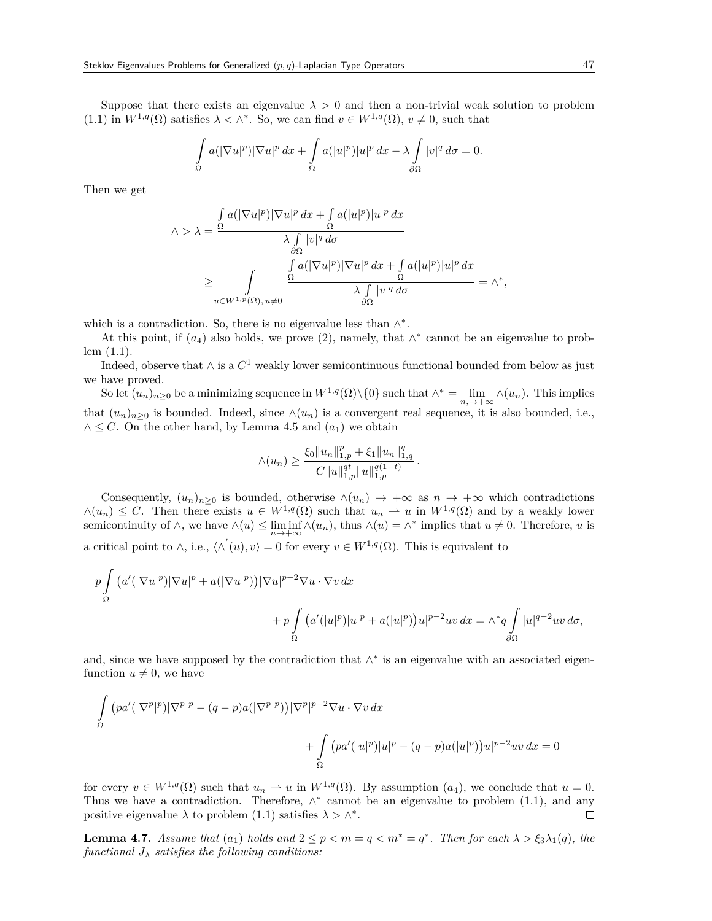Suppose that there exists an eigenvalue $\lambda > 0$ and then a non-trivial weak solution to problem (1.1) in $W^{1,q}(\Omega)$ satisfies $\lambda < \wedge^*$. So, we can find $v \in W^{1,q}(\Omega)$, $v \neq 0$, such that

$$\int_\Omega a(|\nabla u|^p)|\nabla u|^p\,dx + \int_\Omega a(|u|^p)|u|^p\,dx - \lambda \int_{\partial\Omega} |v|^q\,d\sigma = 0.$$

Then we get

$$\wedge > \lambda = \frac{\int_\Omega a(|\nabla u|^p)|\nabla u|^p\,dx + \int_\Omega a(|u|^p)|u|^p\,dx}{\lambda \int_{\partial\Omega} |v|^q\,d\sigma} \geq \int_{u\in W^{1,p}(\Omega),\, u\neq 0} \frac{\int_\Omega a(|\nabla u|^p)|\nabla u|^p\,dx + \int_\Omega a(|u|^p)|u|^p\,dx}{\lambda \int_{\partial\Omega} |v|^q\,d\sigma} = \wedge^*,$$

which is a contradiction. So, there is no eigenvalue less than $\wedge^*$.

At this point, if $(a_4)$ also holds, we prove (2), namely, that $\wedge^*$ cannot be an eigenvalue to problem (1.1).

Indeed, observe that $\wedge$ is a $C^1$ weakly lower semicontinuous functional bounded from below as just we have proved.

So let $(u_n)_{n\geq 0}$ be a minimizing sequence in $W^{1,q}(\Omega)\backslash\{0\}$ such that $\wedge^* = \lim_{n,\to+\infty} \wedge(u_n)$. This implies that $(u_n)_{n\geq 0}$ is bounded. Indeed, since $\wedge(u_n)$ is a convergent real sequence, it is also bounded, i.e., $\wedge \leq C$. On the other hand, by Lemma 4.5 and $(a_1)$ we obtain

$$\wedge(u_n) \geq \frac{\xi_0\|u_n\|_{1,p}^p + \xi_1\|u_n\|_{1,q}^q}{C\|u\|_{1,p}^{qt}\|u\|_{1,p}^{q(1-t)}}.$$

Consequently, $(u_n)_{n\geq 0}$ is bounded, otherwise $\wedge(u_n) \to +\infty$ as $n \to +\infty$ which contradictions $\wedge(u_n) \leq C$. Then there exists $u \in W^{1,q}(\Omega)$ such that $u_n \rightharpoonup u$ in $W^{1,q}(\Omega)$ and by a weakly lower semicontinuity of $\wedge$, we have $\wedge(u) \leq \liminf_{n\to+\infty} \wedge(u_n)$, thus $\wedge(u) = \wedge^*$ implies that $u \neq 0$. Therefore, $u$ is a critical point to $\wedge$, i.e., $\langle \wedge^{'}(u), v\rangle = 0$ for every $v \in W^{1,q}(\Omega)$. This is equivalent to

$$p\int_\Omega \big(a'(|\nabla u|^p)|\nabla u|^p + a(|\nabla u|^p)\big)|\nabla u|^{p-2}\nabla u\cdot\nabla v\,dx + p\int_\Omega \big(a'(|u|^p)|u|^p + a(|u|^p)\big)u|^{p-2}uv\,dx = \wedge^* q\int_{\partial\Omega} |u|^{q-2}uv\,d\sigma,$$

and, since we have supposed by the contradiction that $\wedge^*$ is an eigenvalue with an associated eigenfunction $u \neq 0$, we have

$$\int_\Omega \big(pa'(|\nabla^p|^p)|\nabla^p|^p - (q-p)a(|\nabla^p|^p)\big)|\nabla^p|^{p-2}\nabla u\cdot\nabla v\,dx + \int_\Omega \big(pa'(|u|^p)|u|^p - (q-p)a(|u|^p)\big)u|^{p-2}uv\,dx = 0$$

for every $v \in W^{1,q}(\Omega)$ such that $u_n \rightharpoonup u$ in $W^{1,q}(\Omega)$. By assumption $(a_4)$, we conclude that $u = 0$. Thus we have a contradiction. Therefore, $\wedge^*$ cannot be an eigenvalue to problem (1.1), and any positive eigenvalue $\lambda$ to problem (1.1) satisfies $\lambda > \wedge^*$. $\square$

**Lemma 4.7.** *Assume that $(a_1)$ holds and $2 \leq p < m = q < m^* = q^*$. Then for each $\lambda > \xi_3\lambda_1(q)$, the functional $J_\lambda$ satisfies the following conditions:*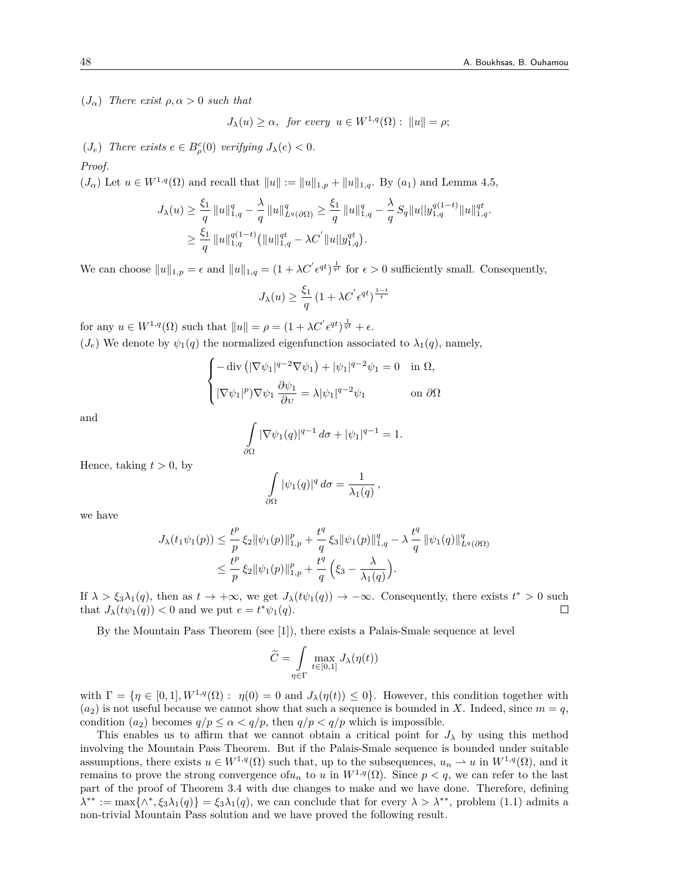$(J_\alpha)$ *There exist $\rho, \alpha > 0$ such that*

$$J_\lambda(u) \geq \alpha, \ \ \textit{for every} \ \ u \in W^{1,q}(\Omega): \ \|u\| = \rho;$$

$(J_e)$ *There exists $e \in B^c_\rho(0)$ verifying $J_\lambda(e) < 0$.*

*Proof.*

$(J_\alpha)$ Let $u \in W^{1,q}(\Omega)$ and recall that $\|u\| := \|u\|_{1,p} + \|u\|_{1,q}$. By $(a_1)$ and Lemma 4.5,

$$\begin{aligned}
J_\lambda(u) &\geq \frac{\xi_1}{q}\,\|u\|^q_{1,q} - \frac{\lambda}{q}\,\|u\|^q_{L^q(\partial\Omega)} \geq \frac{\xi_1}{q}\,\|u\|^q_{1,q} - \frac{\lambda}{q}\,S_q\|u||y^{q(1-t)}_{1,q}\|u\|^{qt}_{1,q}. \\
&\geq \frac{\xi_1}{q}\,\|u\|^{q(1-t)}_{1,q}\big(\|u\|^{qt}_{1,q} - \lambda C^{'}\|u||y^{qt}_{1,q}\big).
\end{aligned}$$

We can choose $\|u\|_{1,p} = \epsilon$ and $\|u\|_{1,q} = (1 + \lambda C^{'}\epsilon^{qt})^{\frac{1}{qt}}$ for $\epsilon > 0$ sufficiently small. Consequently,

$$J_\lambda(u) \geq \frac{\xi_1}{q}\,(1 + \lambda C^{'}\epsilon^{qt})^{\frac{1-t}{t}}$$

for any $u \in W^{1,q}(\Omega)$ such that $\|u\| = \rho = (1 + \lambda C^{'}\epsilon^{qt})^{\frac{1}{qt}} + \epsilon$.

$(J_e)$ We denote by $\psi_1(q)$ the normalized eigenfunction associated to $\lambda_1(q)$, namely,

$$\begin{cases}
-\operatorname{div}\big(|\nabla\psi_1|^{q-2}\nabla\psi_1\big) + |\psi_1|^{q-2}\psi_1 = 0 & \text{in } \Omega, \\
|\nabla\psi_1|^{p})\nabla\psi_1\,\dfrac{\partial\psi_1}{\partial\upsilon} = \lambda|\psi_1|^{q-2}\psi_1 & \text{on } \partial\Omega
\end{cases}$$

and

$$\int_{\partial\Omega} |\nabla\psi_1(q)|^{q-1}\,d\sigma + |\psi_1|^{q-1} = 1.$$

Hence, taking $t > 0$, by

$$\int_{\partial\Omega} |\psi_1(q)|^q\,d\sigma = \frac{1}{\lambda_1(q)}\,,$$

we have

$$\begin{aligned}
J_\lambda(t_1\psi_1(p)) &\leq \frac{t^p}{p}\,\xi_2\|\psi_1(p)\|^p_{1,p} + \frac{t^q}{q}\,\xi_3\|\psi_1(p)\|^q_{1,q} - \lambda\,\frac{t^q}{q}\,\|\psi_1(q)\|^q_{L^q(\partial\Omega)} \\
&\leq \frac{t^p}{p}\,\xi_2\|\psi_1(p)\|^p_{1,p} + \frac{t^q}{q}\,\Big(\xi_3 - \frac{\lambda}{\lambda_1(q)}\Big).
\end{aligned}$$

If $\lambda > \xi_3\lambda_1(q)$, then as $t \to +\infty$, we get $J_\lambda(t\psi_1(q)) \to -\infty$. Consequently, there exists $t^* > 0$ such that $J_\lambda(t\psi_1(q)) < 0$ and we put $e = t^*\psi_1(q)$. $\square$

By the Mountain Pass Theorem (see [1]), there exists a Palais-Smale sequence at level

$$\widetilde{C} = \int_{\eta\in\Gamma} \max_{t\in[0,1]} J_\lambda(\eta(t))$$

with $\Gamma = \{\eta \in [0,1], W^{1,q}(\Omega):\ \eta(0) = 0 \text{ and } J_\lambda(\eta(t)) \leq 0\}$. However, this condition together with $(a_2)$ is not useful because we cannot show that such a sequence is bounded in $X$. Indeed, since $m = q$, condition $(a_2)$ becomes $q/p \leq \alpha < q/p$, then $q/p < q/p$ which is impossible.

This enables us to affirm that we cannot obtain a critical point for $J_\lambda$ by using this method involving the Mountain Pass Theorem. But if the Palais-Smale sequence is bounded under suitable assumptions, there exists $u \in W^{1,q}(\Omega)$ such that, up to the subsequences, $u_n \rightharpoonup u$ in $W^{1,q}(\Omega)$, and it remains to prove the strong convergence of$u_n$ to $u$ in $W^{1,q}(\Omega)$. Since $p < q$, we can refer to the last part of the proof of Theorem 3.4 with due changes to make and we have done. Therefore, defining $\lambda^{**} := \max\{\wedge^*, \xi_3\lambda_1(q)\} = \xi_3\lambda_1(q)$, we can conclude that for every $\lambda > \lambda^{**}$, problem (1.1) admits a non-trivial Mountain Pass solution and we have proved the following result.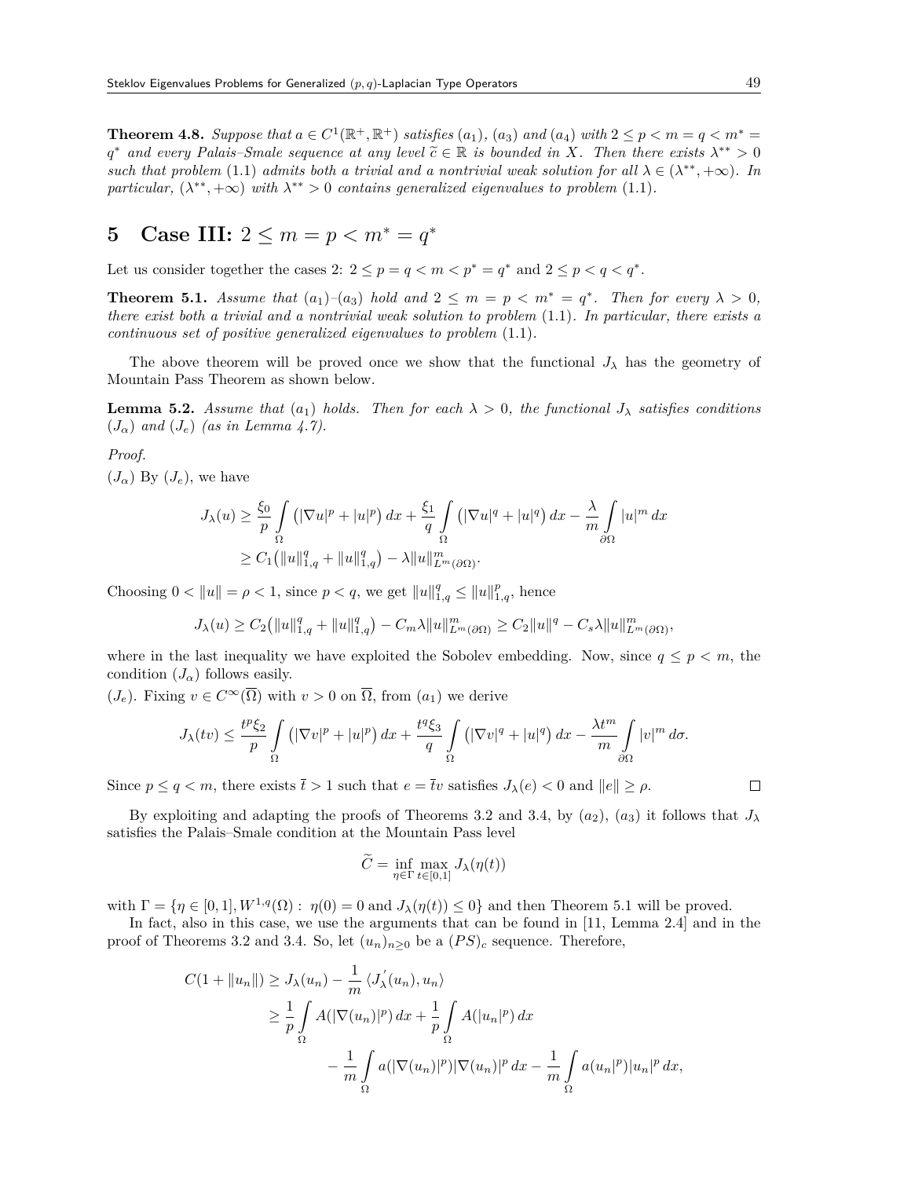**Theorem 4.8.** *Suppose that $a \in C^1(\mathbb{R}^+, \mathbb{R}^+)$ satisfies $(a_1)$, $(a_3)$ and $(a_4)$ with $2 \le p < m = q < m^* = q^*$ and every Palais–Smale sequence at any level $\widetilde{c} \in \mathbb{R}$ is bounded in $X$. Then there exists $\lambda^{**} > 0$ such that problem* (1.1) *admits both a trivial and a nontrivial weak solution for all $\lambda \in (\lambda^{**}, +\infty)$. In particular, $(\lambda^{**}, +\infty)$ with $\lambda^{**} > 0$ contains generalized eigenvalues to problem* (1.1).

# 5 Case III: $2 \le m = p < m^* = q^*$

Let us consider together the cases 2: $2 \le p = q < m < p^* = q^*$ and $2 \le p < q < q^*$.

**Theorem 5.1.** *Assume that $(a_1)$–$(a_3)$ hold and $2 \le m = p < m^* = q^*$. Then for every $\lambda > 0$, there exist both a trivial and a nontrivial weak solution to problem* (1.1)*. In particular, there exists a continuous set of positive generalized eigenvalues to problem* (1.1).

The above theorem will be proved once we show that the functional $J_\lambda$ has the geometry of Mountain Pass Theorem as shown below.

**Lemma 5.2.** *Assume that $(a_1)$ holds. Then for each $\lambda > 0$, the functional $J_\lambda$ satisfies conditions $(J_\alpha)$ and $(J_e)$ (as in Lemma 4.7).*

*Proof.*

$(J_\alpha)$ By $(J_e)$, we have

$$J_\lambda(u) \ge \frac{\xi_0}{p} \int\limits_\Omega \left(|\nabla u|^p + |u|^p\right) dx + \frac{\xi_1}{q} \int\limits_\Omega \left(|\nabla u|^q + |u|^q\right) dx - \frac{\lambda}{m} \int\limits_{\partial\Omega} |u|^m \, dx$$
$$\ge C_1\left(\|u\|_{1,q}^q + \|u\|_{1,q}^q\right) - \lambda \|u\|_{L^m(\partial\Omega)}^m.$$

Choosing $0 < \|u\| = \rho < 1$, since $p < q$, we get $\|u\|_{1,q}^q \le \|u\|_{1,q}^p$, hence

$$J_\lambda(u) \ge C_2\left(\|u\|_{1,q}^q + \|u\|_{1,q}^q\right) - C_m \lambda \|u\|_{L^m(\partial\Omega)}^m \ge C_2 \|u\|^q - C_s \lambda \|u\|_{L^m(\partial\Omega)}^m,$$

where in the last inequality we have exploited the Sobolev embedding. Now, since $q \le p < m$, the condition $(J_\alpha)$ follows easily.

$(J_e)$. Fixing $v \in C^\infty(\overline{\Omega})$ with $v > 0$ on $\overline{\Omega}$, from $(a_1)$ we derive

$$J_\lambda(tv) \le \frac{t^p \xi_2}{p} \int\limits_\Omega \left(|\nabla v|^p + |u|^p\right) dx + \frac{t^q \xi_3}{q} \int\limits_\Omega \left(|\nabla v|^q + |u|^q\right) dx - \frac{\lambda t^m}{m} \int\limits_{\partial\Omega} |v|^m \, d\sigma.$$

Since $p \le q < m$, there exists $\overline{t} > 1$ such that $e = \overline{t} v$ satisfies $J_\lambda(e) < 0$ and $\|e\| \ge \rho$. $\square$

By exploiting and adapting the proofs of Theorems 3.2 and 3.4, by $(a_2)$, $(a_3)$ it follows that $J_\lambda$ satisfies the Palais–Smale condition at the Mountain Pass level

$$\widetilde{C} = \inf_{\eta \in \Gamma} \max_{t \in [0,1]} J_\lambda(\eta(t))$$

with $\Gamma = \{\eta \in [0,1], W^{1,q}(\Omega) : \ \eta(0) = 0 \text{ and } J_\lambda(\eta(t)) \le 0\}$ and then Theorem 5.1 will be proved.

In fact, also in this case, we use the arguments that can be found in [11, Lemma 2.4] and in the proof of Theorems 3.2 and 3.4. So, let $(u_n)_{n \ge 0}$ be a $(PS)_c$ sequence. Therefore,

$$C(1 + \|u_n\|) \ge J_\lambda(u_n) - \frac{1}{m} \langle J_\lambda^{'}(u_n), u_n \rangle$$
$$\ge \frac{1}{p} \int\limits_\Omega A(|\nabla(u_n)|^p) \, dx + \frac{1}{p} \int\limits_\Omega A(|u_n|^p) \, dx$$
$$- \frac{1}{m} \int\limits_\Omega a(|\nabla(u_n)|^p) |\nabla(u_n)|^p \, dx - \frac{1}{m} \int\limits_\Omega a(u_n|^p) |u_n|^p \, dx,$$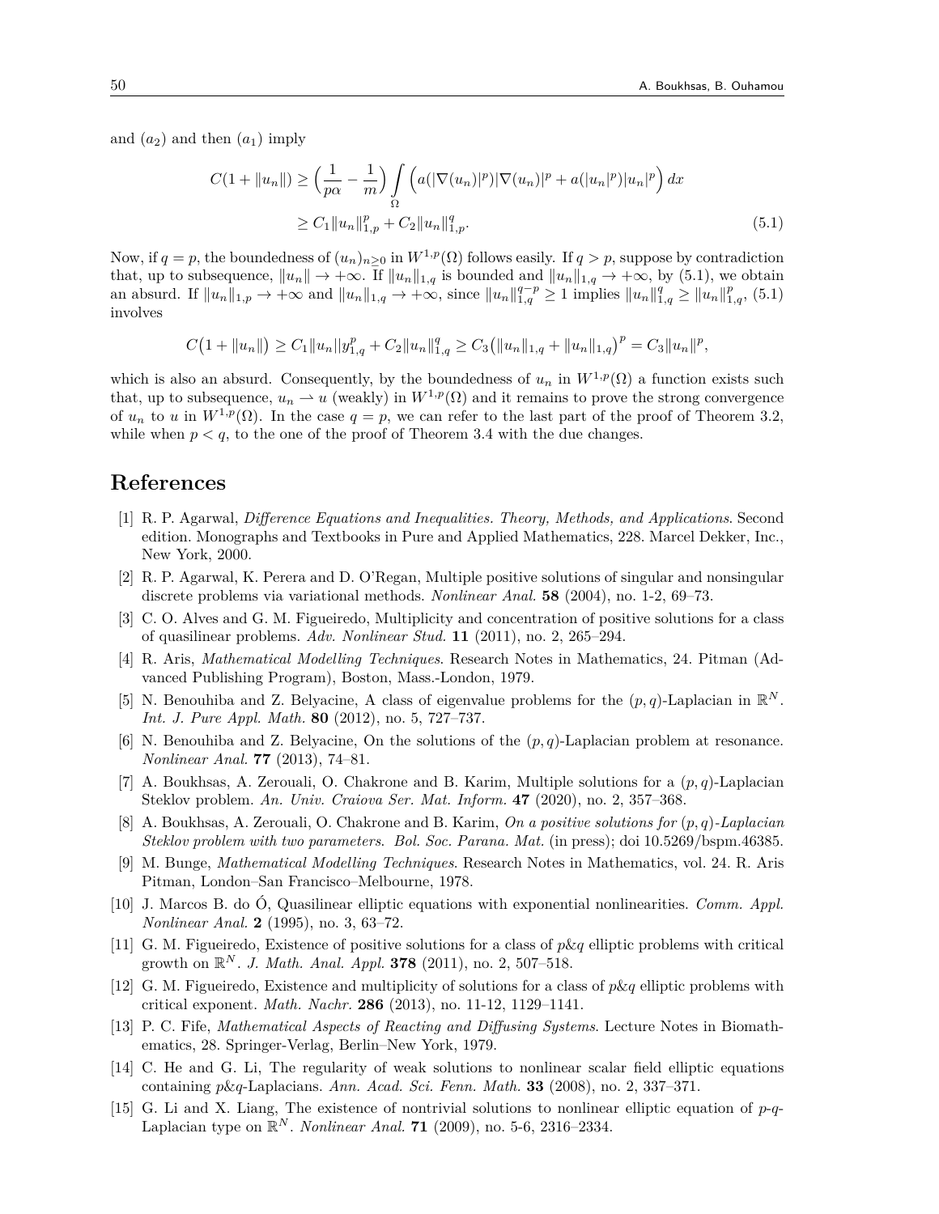and $(a_2)$ and then $(a_1)$ imply

$$
\begin{aligned}
C(1+\|u_n\|) &\geq \Big(\frac{1}{p\alpha}-\frac{1}{m}\Big)\int_{\Omega}\Big(a(|\nabla(u_n)|^p)|\nabla(u_n)|^p + a(|u_n|^p)|u_n|^p\Big)\,dx \\
&\geq C_1\|u_n\|_{1,p}^p + C_2\|u_n\|_{1,p}^q.
\end{aligned} \tag{5.1}
$$

Now, if $q=p$, the boundedness of $(u_n)_{n\geq 0}$ in $W^{1,p}(\Omega)$ follows easily. If $q>p$, suppose by contradiction that, up to subsequence, $\|u_n\|\to+\infty$. If $\|u_n\|_{1,q}$ is bounded and $\|u_n\|_{1,q}\to+\infty$, by (5.1), we obtain an absurd. If $\|u_n\|_{1,p}\to+\infty$ and $\|u_n\|_{1,q}\to+\infty$, since $\|u_n\|_{1,q}^{q-p}\geq 1$ implies $\|u_n\|_{1,q}^q\geq\|u_n\|_{1,q}^p$, (5.1) involves

$$
C\big(1+\|u_n\|\big)\geq C_1\|u_n||y_{1,q}^p + C_2\|u_n\|_{1,q}^q \geq C_3\big(\|u_n\|_{1,q}+\|u_n\|_{1,q}\big)^p = C_3\|u_n\|^p,
$$

which is also an absurd. Consequently, by the boundedness of $u_n$ in $W^{1,p}(\Omega)$ a function exists such that, up to subsequence, $u_n \rightharpoonup u$ (weakly) in $W^{1,p}(\Omega)$ and it remains to prove the strong convergence of $u_n$ to $u$ in $W^{1,p}(\Omega)$. In the case $q=p$, we can refer to the last part of the proof of Theorem 3.2, while when $p<q$, to the one of the proof of Theorem 3.4 with the due changes.

# References

[1] R. P. Agarwal, *Difference Equations and Inequalities. Theory, Methods, and Applications*. Second edition. Monographs and Textbooks in Pure and Applied Mathematics, 228. Marcel Dekker, Inc., New York, 2000.

[2] R. P. Agarwal, K. Perera and D. O'Regan, Multiple positive solutions of singular and nonsingular discrete problems via variational methods. *Nonlinear Anal.* **58** (2004), no. 1-2, 69–73.

[3] C. O. Alves and G. M. Figueiredo, Multiplicity and concentration of positive solutions for a class of quasilinear problems. *Adv. Nonlinear Stud.* **11** (2011), no. 2, 265–294.

[4] R. Aris, *Mathematical Modelling Techniques*. Research Notes in Mathematics, 24. Pitman (Advanced Publishing Program), Boston, Mass.-London, 1979.

[5] N. Benouhiba and Z. Belyacine, A class of eigenvalue problems for the $(p,q)$-Laplacian in $\mathbb{R}^N$. *Int. J. Pure Appl. Math.* **80** (2012), no. 5, 727–737.

[6] N. Benouhiba and Z. Belyacine, On the solutions of the $(p,q)$-Laplacian problem at resonance. *Nonlinear Anal.* **77** (2013), 74–81.

[7] A. Boukhsas, A. Zerouali, O. Chakrone and B. Karim, Multiple solutions for a $(p,q)$-Laplacian Steklov problem. *An. Univ. Craiova Ser. Mat. Inform.* **47** (2020), no. 2, 357–368.

[8] A. Boukhsas, A. Zerouali, O. Chakrone and B. Karim, *On a positive solutions for $(p,q)$-Laplacian Steklov problem with two parameters. Bol. Soc. Parana. Mat.* (in press); doi 10.5269/bspm.46385.

[9] M. Bunge, *Mathematical Modelling Techniques*. Research Notes in Mathematics, vol. 24. R. Aris Pitman, London–San Francisco–Melbourne, 1978.

[10] J. Marcos B. do Ó, Quasilinear elliptic equations with exponential nonlinearities. *Comm. Appl. Nonlinear Anal.* **2** (1995), no. 3, 63–72.

[11] G. M. Figueiredo, Existence of positive solutions for a class of *p*&*q* elliptic problems with critical growth on $\mathbb{R}^N$. *J. Math. Anal. Appl.* **378** (2011), no. 2, 507–518.

[12] G. M. Figueiredo, Existence and multiplicity of solutions for a class of *p*&*q* elliptic problems with critical exponent. *Math. Nachr.* **286** (2013), no. 11-12, 1129–1141.

[13] P. C. Fife, *Mathematical Aspects of Reacting and Diffusing Systems*. Lecture Notes in Biomathematics, 28. Springer-Verlag, Berlin–New York, 1979.

[14] C. He and G. Li, The regularity of weak solutions to nonlinear scalar field elliptic equations containing *p*&*q*-Laplacians. *Ann. Acad. Sci. Fenn. Math.* **33** (2008), no. 2, 337–371.

[15] G. Li and X. Liang, The existence of nontrivial solutions to nonlinear elliptic equation of *p*-*q*-Laplacian type on $\mathbb{R}^N$. *Nonlinear Anal.* **71** (2009), no. 5-6, 2316–2334.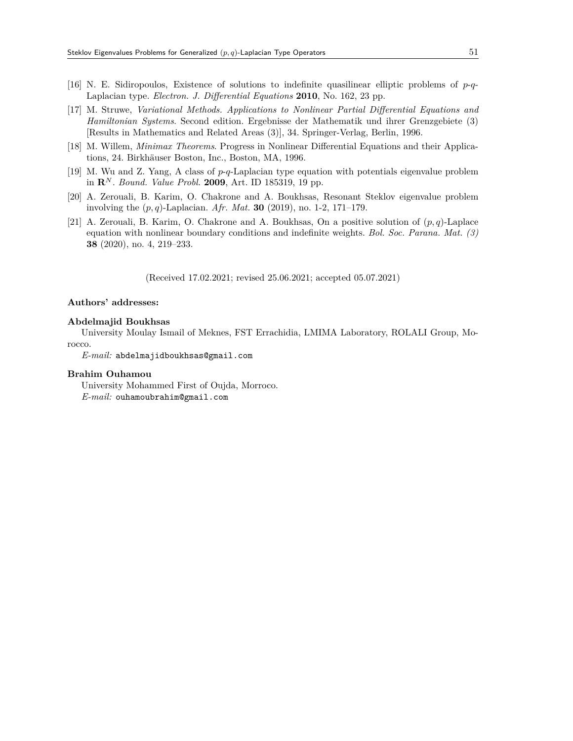[16] N. E. Sidiropoulos, Existence of solutions to indefinite quasilinear elliptic problems of $p$-$q$-Laplacian type. *Electron. J. Differential Equations* **2010**, No. 162, 23 pp.

[17] M. Struwe, *Variational Methods. Applications to Nonlinear Partial Differential Equations and Hamiltonian Systems*. Second edition. Ergebnisse der Mathematik und ihrer Grenzgebiete (3) [Results in Mathematics and Related Areas (3)], 34. Springer-Verlag, Berlin, 1996.

[18] M. Willem, *Minimax Theorems*. Progress in Nonlinear Differential Equations and their Applications, 24. Birkhäuser Boston, Inc., Boston, MA, 1996.

[19] M. Wu and Z. Yang, A class of $p$-$q$-Laplacian type equation with potentials eigenvalue problem in $\mathbf{R}^N$. *Bound. Value Probl.* **2009**, Art. ID 185319, 19 pp.

[20] A. Zerouali, B. Karim, O. Chakrone and A. Boukhsas, Resonant Steklov eigenvalue problem involving the $(p, q)$-Laplacian. *Afr. Mat.* **30** (2019), no. 1-2, 171–179.

[21] A. Zerouali, B. Karim, O. Chakrone and A. Boukhsas, On a positive solution of $(p, q)$-Laplace equation with nonlinear boundary conditions and indefinite weights. *Bol. Soc. Parana. Mat. (3)* **38** (2020), no. 4, 219–233.

(Received 17.02.2021; revised 25.06.2021; accepted 05.07.2021)

**Authors' addresses:**

**Abdelmajid Boukhsas**

University Moulay Ismail of Meknes, FST Errachidia, LMIMA Laboratory, ROLALI Group, Morocco.

*E-mail:* abdelmajidboukhsas@gmail.com

**Brahim Ouhamou**

University Mohammed First of Oujda, Morroco.

*E-mail:* ouhamoubrahim@gmail.com